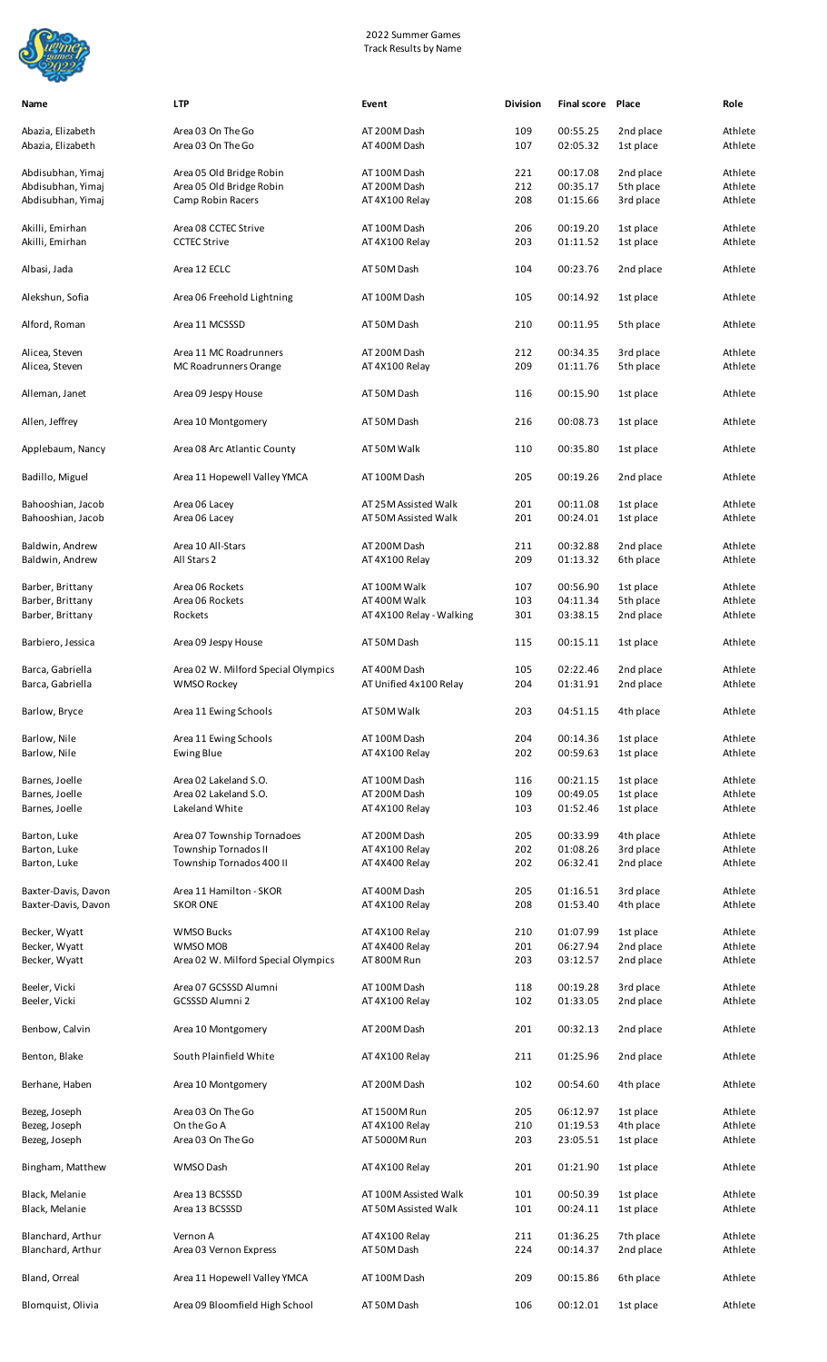# 2022 Summer Games
## Track Results by Name

| Name | LTP | Event | Division | Final score | Place | Role |
|---|---|---|---|---|---|---|
| Abazia, Elizabeth | Area 03 On The Go | AT 200M Dash | 109 | 00:55.25 | 2nd place | Athlete |
| Abazia, Elizabeth | Area 03 On The Go | AT 400M Dash | 107 | 02:05.32 | 1st place | Athlete |
| Abdisubhan, Yimaj | Area 05 Old Bridge Robin | AT 100M Dash | 221 | 00:17.08 | 2nd place | Athlete |
| Abdisubhan, Yimaj | Area 05 Old Bridge Robin | AT 200M Dash | 212 | 00:35.17 | 5th place | Athlete |
| Abdisubhan, Yimaj | Camp Robin Racers | AT 4X100 Relay | 208 | 01:15.66 | 3rd place | Athlete |
| Akilli, Emirhan | Area 08 CCTEC Strive | AT 100M Dash | 206 | 00:19.20 | 1st place | Athlete |
| Akilli, Emirhan | CCTEC Strive | AT 4X100 Relay | 203 | 01:11.52 | 1st place | Athlete |
| Albasi, Jada | Area 12 ECLC | AT 50M Dash | 104 | 00:23.76 | 2nd place | Athlete |
| Alekshun, Sofia | Area 06 Freehold Lightning | AT 100M Dash | 105 | 00:14.92 | 1st place | Athlete |
| Alford, Roman | Area 11 MCSSSD | AT 50M Dash | 210 | 00:11.95 | 5th place | Athlete |
| Alicea, Steven | Area 11 MC Roadrunners | AT 200M Dash | 212 | 00:34.35 | 3rd place | Athlete |
| Alicea, Steven | MC Roadrunners Orange | AT 4X100 Relay | 209 | 01:11.76 | 5th place | Athlete |
| Alleman, Janet | Area 09 Jespy House | AT 50M Dash | 116 | 00:15.90 | 1st place | Athlete |
| Allen, Jeffrey | Area 10 Montgomery | AT 50M Dash | 216 | 00:08.73 | 1st place | Athlete |
| Applebaum, Nancy | Area 08 Arc Atlantic County | AT 50M Walk | 110 | 00:35.80 | 1st place | Athlete |
| Badillo, Miguel | Area 11 Hopewell Valley YMCA | AT 100M Dash | 205 | 00:19.26 | 2nd place | Athlete |
| Bahooshian, Jacob | Area 06 Lacey | AT 25M Assisted Walk | 201 | 00:11.08 | 1st place | Athlete |
| Bahooshian, Jacob | Area 06 Lacey | AT 50M Assisted Walk | 201 | 00:24.01 | 1st place | Athlete |
| Baldwin, Andrew | Area 10 All-Stars | AT 200M Dash | 211 | 00:32.88 | 2nd place | Athlete |
| Baldwin, Andrew | All Stars 2 | AT 4X100 Relay | 209 | 01:13.32 | 6th place | Athlete |
| Barber, Brittany | Area 06 Rockets | AT 100M Walk | 107 | 00:56.90 | 1st place | Athlete |
| Barber, Brittany | Area 06 Rockets | AT 400M Walk | 103 | 04:11.34 | 5th place | Athlete |
| Barber, Brittany | Rockets | AT 4X100 Relay - Walking | 301 | 03:38.15 | 2nd place | Athlete |
| Barbiero, Jessica | Area 09 Jespy House | AT 50M Dash | 115 | 00:15.11 | 1st place | Athlete |
| Barca, Gabriella | Area 02 W. Milford Special Olympics | AT 400M Dash | 105 | 02:22.46 | 2nd place | Athlete |
| Barca, Gabriella | WMSO Rockey | AT Unified 4x100 Relay | 204 | 01:31.91 | 2nd place | Athlete |
| Barlow, Bryce | Area 11 Ewing Schools | AT 50M Walk | 203 | 04:51.15 | 4th place | Athlete |
| Barlow, Nile | Area 11 Ewing Schools | AT 100M Dash | 204 | 00:14.36 | 1st place | Athlete |
| Barlow, Nile | Ewing Blue | AT 4X100 Relay | 202 | 00:59.63 | 1st place | Athlete |
| Barnes, Joelle | Area 02 Lakeland S.O. | AT 100M Dash | 116 | 00:21.15 | 1st place | Athlete |
| Barnes, Joelle | Area 02 Lakeland S.O. | AT 200M Dash | 109 | 00:49.05 | 1st place | Athlete |
| Barnes, Joelle | Lakeland White | AT 4X100 Relay | 103 | 01:52.46 | 1st place | Athlete |
| Barton, Luke | Area 07 Township Tornadoes | AT 200M Dash | 205 | 00:33.99 | 4th place | Athlete |
| Barton, Luke | Township Tornados II | AT 4X100 Relay | 202 | 01:08.26 | 3rd place | Athlete |
| Barton, Luke | Township Tornados 400 II | AT 4X400 Relay | 202 | 06:32.41 | 2nd place | Athlete |
| Baxter-Davis, Davon | Area 11 Hamilton - SKOR | AT 400M Dash | 205 | 01:16.51 | 3rd place | Athlete |
| Baxter-Davis, Davon | SKOR ONE | AT 4X100 Relay | 208 | 01:53.40 | 4th place | Athlete |
| Becker, Wyatt | WMSO Bucks | AT 4X100 Relay | 210 | 01:07.99 | 1st place | Athlete |
| Becker, Wyatt | WMSO MOB | AT 4X400 Relay | 201 | 06:27.94 | 2nd place | Athlete |
| Becker, Wyatt | Area 02 W. Milford Special Olympics | AT 800M Run | 203 | 03:12.57 | 2nd place | Athlete |
| Beeler, Vicki | Area 07 GCSSSD Alumni | AT 100M Dash | 118 | 00:19.28 | 3rd place | Athlete |
| Beeler, Vicki | GCSSSD Alumni 2 | AT 4X100 Relay | 102 | 01:33.05 | 2nd place | Athlete |
| Benbow, Calvin | Area 10 Montgomery | AT 200M Dash | 201 | 00:32.13 | 2nd place | Athlete |
| Benton, Blake | South Plainfield White | AT 4X100 Relay | 211 | 01:25.96 | 2nd place | Athlete |
| Berhane, Haben | Area 10 Montgomery | AT 200M Dash | 102 | 00:54.60 | 4th place | Athlete |
| Bezeg, Joseph | Area 03 On The Go | AT 1500M Run | 205 | 06:12.97 | 1st place | Athlete |
| Bezeg, Joseph | On the Go A | AT 4X100 Relay | 210 | 01:19.53 | 4th place | Athlete |
| Bezeg, Joseph | Area 03 On The Go | AT 5000M Run | 203 | 23:05.51 | 1st place | Athlete |
| Bingham, Matthew | WMSO Dash | AT 4X100 Relay | 201 | 01:21.90 | 1st place | Athlete |
| Black, Melanie | Area 13 BCSSSD | AT 100M Assisted Walk | 101 | 00:50.39 | 1st place | Athlete |
| Black, Melanie | Area 13 BCSSSD | AT 50M Assisted Walk | 101 | 00:24.11 | 1st place | Athlete |
| Blanchard, Arthur | Vernon A | AT 4X100 Relay | 211 | 01:36.25 | 7th place | Athlete |
| Blanchard, Arthur | Area 03 Vernon Express | AT 50M Dash | 224 | 00:14.37 | 2nd place | Athlete |
| Bland, Orreal | Area 11 Hopewell Valley YMCA | AT 100M Dash | 209 | 00:15.86 | 6th place | Athlete |
| Blomquist, Olivia | Area 09 Bloomfield High School | AT 50M Dash | 106 | 00:12.01 | 1st place | Athlete |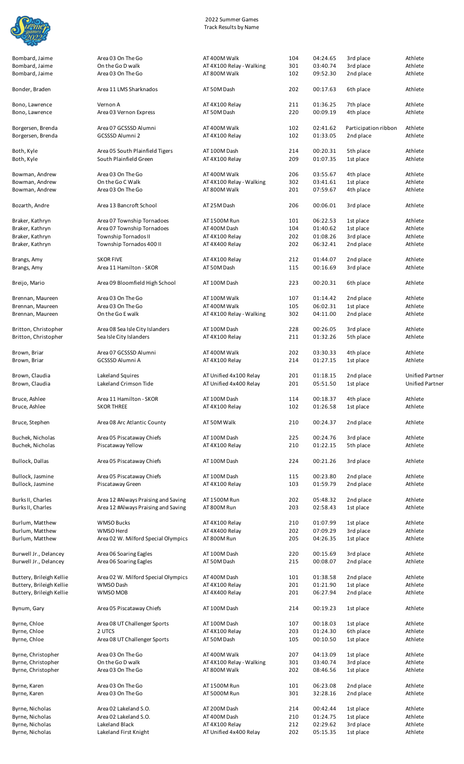2022 Summer Games
Track Results by Name

| Name | Team | Event | Division | Time | Place | Role |
|---|---|---|---|---|---|---|
| Bombard, Jaime | Area 03 On The Go | AT 400M Walk | 104 | 04:24.65 | 3rd place | Athlete |
| Bombard, Jaime | On the Go D walk | AT 4X100 Relay - Walking | 301 | 03:40.74 | 3rd place | Athlete |
| Bombard, Jaime | Area 03 On The Go | AT 800M Walk | 102 | 09:52.30 | 2nd place | Athlete |
| Bonder, Braden | Area 11 LMS Sharknados | AT 50M Dash | 202 | 00:17.63 | 6th place | Athlete |
| Bono, Lawrence | Vernon A | AT 4X100 Relay | 211 | 01:36.25 | 7th place | Athlete |
| Bono, Lawrence | Area 03 Vernon Express | AT 50M Dash | 220 | 00:09.19 | 4th place | Athlete |
| Borgersen, Brenda | Area 07 GCSSSD Alumni | AT 400M Walk | 102 | 02:41.62 | Participation ribbon | Athlete |
| Borgersen, Brenda | GCSSSD Alumni 2 | AT 4X100 Relay | 102 | 01:33.05 | 2nd place | Athlete |
| Both, Kyle | Area 05 South Plainfield Tigers | AT 100M Dash | 214 | 00:20.31 | 5th place | Athlete |
| Both, Kyle | South Plainfield Green | AT 4X100 Relay | 209 | 01:07.35 | 1st place | Athlete |
| Bowman, Andrew | Area 03 On The Go | AT 400M Walk | 206 | 03:55.67 | 4th place | Athlete |
| Bowman, Andrew | On the Go C Walk | AT 4X100 Relay - Walking | 302 | 03:41.61 | 1st place | Athlete |
| Bowman, Andrew | Area 03 On The Go | AT 800M Walk | 201 | 07:59.67 | 4th place | Athlete |
| Bozarth, Andre | Area 13 Bancroft School | AT 25M Dash | 206 | 00:06.01 | 3rd place | Athlete |
| Braker, Kathryn | Area 07 Township Tornadoes | AT 1500M Run | 101 | 06:22.53 | 1st place | Athlete |
| Braker, Kathryn | Area 07 Township Tornadoes | AT 400M Dash | 104 | 01:40.62 | 1st place | Athlete |
| Braker, Kathryn | Township Tornados II | AT 4X100 Relay | 202 | 01:08.26 | 3rd place | Athlete |
| Braker, Kathryn | Township Tornados 400 II | AT 4X400 Relay | 202 | 06:32.41 | 2nd place | Athlete |
| Brangs, Amy | SKOR FIVE | AT 4X100 Relay | 212 | 01:44.07 | 2nd place | Athlete |
| Brangs, Amy | Area 11 Hamilton - SKOR | AT 50M Dash | 115 | 00:16.69 | 3rd place | Athlete |
| Breijo, Mario | Area 09 Bloomfield High School | AT 100M Dash | 223 | 00:20.31 | 6th place | Athlete |
| Brennan, Maureen | Area 03 On The Go | AT 100M Walk | 107 | 01:14.42 | 2nd place | Athlete |
| Brennan, Maureen | Area 03 On The Go | AT 400M Walk | 105 | 06:02.31 | 1st place | Athlete |
| Brennan, Maureen | On the Go E walk | AT 4X100 Relay - Walking | 302 | 04:11.00 | 2nd place | Athlete |
| Britton, Christopher | Area 08 Sea Isle City Islanders | AT 100M Dash | 228 | 00:26.05 | 3rd place | Athlete |
| Britton, Christopher | Sea Isle City Islanders | AT 4X100 Relay | 211 | 01:32.26 | 5th place | Athlete |
| Brown, Briar | Area 07 GCSSSD Alumni | AT 400M Walk | 202 | 03:30.33 | 4th place | Athlete |
| Brown, Briar | GCSSSD Alumni A | AT 4X100 Relay | 214 | 01:27.15 | 1st place | Athlete |
| Brown, Claudia | Lakeland Squires | AT Unified 4x100 Relay | 201 | 01:18.15 | 2nd place | Unified Partner |
| Brown, Claudia | Lakeland Crimson Tide | AT Unified 4x400 Relay | 201 | 05:51.50 | 1st place | Unified Partner |
| Bruce, Ashlee | Area 11 Hamilton - SKOR | AT 100M Dash | 114 | 00:18.37 | 4th place | Athlete |
| Bruce, Ashlee | SKOR THREE | AT 4X100 Relay | 102 | 01:26.58 | 1st place | Athlete |
| Bruce, Stephen | Area 08 Arc Atlantic County | AT 50M Walk | 210 | 00:24.37 | 2nd place | Athlete |
| Buchek, Nicholas | Area 05 Piscataway Chiefs | AT 100M Dash | 225 | 00:24.76 | 3rd place | Athlete |
| Buchek, Nicholas | Piscataway Yellow | AT 4X100 Relay | 210 | 01:22.15 | 5th place | Athlete |
| Bullock, Dallas | Area 05 Piscataway Chiefs | AT 100M Dash | 224 | 00:21.26 | 3rd place | Athlete |
| Bullock, Jasmine | Area 05 Piscataway Chiefs | AT 100M Dash | 115 | 00:23.80 | 2nd place | Athlete |
| Bullock, Jasmine | Piscataway Green | AT 4X100 Relay | 103 | 01:59.79 | 2nd place | Athlete |
| Burks II, Charles | Area 12 #Always Praising and Saving | AT 1500M Run | 202 | 05:48.32 | 2nd place | Athlete |
| Burks II, Charles | Area 12 #Always Praising and Saving | AT 800M Run | 203 | 02:58.43 | 1st place | Athlete |
| Burlum, Matthew | WMSO Bucks | AT 4X100 Relay | 210 | 01:07.99 | 1st place | Athlete |
| Burlum, Matthew | WMSO Herd | AT 4X400 Relay | 202 | 07:09.29 | 3rd place | Athlete |
| Burlum, Matthew | Area 02 W. Milford Special Olympics | AT 800M Run | 205 | 04:26.35 | 1st place | Athlete |
| Burwell Jr., Delancey | Area 06 Soaring Eagles | AT 100M Dash | 220 | 00:15.69 | 3rd place | Athlete |
| Burwell Jr., Delancey | Area 06 Soaring Eagles | AT 50M Dash | 215 | 00:08.07 | 2nd place | Athlete |
| Buttery, Brileigh Kellie | Area 02 W. Milford Special Olympics | AT 400M Dash | 101 | 01:38.58 | 2nd place | Athlete |
| Buttery, Brileigh Kellie | WMSO Dash | AT 4X100 Relay | 201 | 01:21.90 | 1st place | Athlete |
| Buttery, Brileigh Kellie | WMSO MOB | AT 4X400 Relay | 201 | 06:27.94 | 2nd place | Athlete |
| Bynum, Gary | Area 05 Piscataway Chiefs | AT 100M Dash | 214 | 00:19.23 | 1st place | Athlete |
| Byrne, Chloe | Area 08 UT Challenger Sports | AT 100M Dash | 107 | 00:18.03 | 1st place | Athlete |
| Byrne, Chloe | 2 UTCS | AT 4X100 Relay | 203 | 01:24.30 | 6th place | Athlete |
| Byrne, Chloe | Area 08 UT Challenger Sports | AT 50M Dash | 105 | 00:10.50 | 1st place | Athlete |
| Byrne, Christopher | Area 03 On The Go | AT 400M Walk | 207 | 04:13.09 | 1st place | Athlete |
| Byrne, Christopher | On the Go D walk | AT 4X100 Relay - Walking | 301 | 03:40.74 | 3rd place | Athlete |
| Byrne, Christopher | Area 03 On The Go | AT 800M Walk | 202 | 08:46.56 | 1st place | Athlete |
| Byrne, Karen | Area 03 On The Go | AT 1500M Run | 101 | 06:23.08 | 2nd place | Athlete |
| Byrne, Karen | Area 03 On The Go | AT 5000M Run | 301 | 32:28.16 | 2nd place | Athlete |
| Byrne, Nicholas | Area 02 Lakeland S.O. | AT 200M Dash | 214 | 00:42.44 | 1st place | Athlete |
| Byrne, Nicholas | Area 02 Lakeland S.O. | AT 400M Dash | 210 | 01:24.75 | 1st place | Athlete |
| Byrne, Nicholas | Lakeland Black | AT 4X100 Relay | 212 | 02:29.62 | 3rd place | Athlete |
| Byrne, Nicholas | Lakeland First Knight | AT Unified 4x400 Relay | 202 | 05:15.35 | 1st place | Athlete |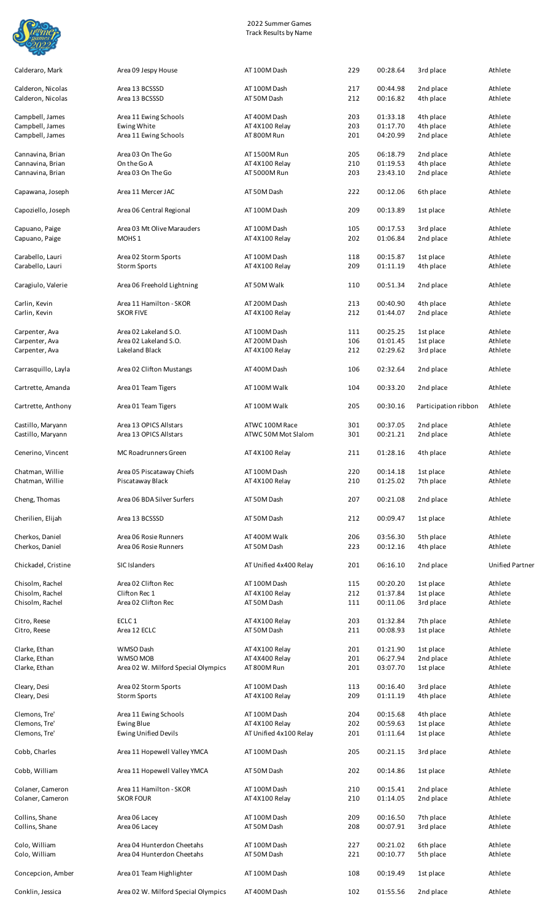| Name | Team | Event | Division | Time | Place | Type |
|---|---|---|---|---|---|---|
| Calderaro, Mark | Area 09 Jespy House | AT 100M Dash | 229 | 00:28.64 | 3rd place | Athlete |
| Calderon, Nicolas | Area 13 BCSSSD | AT 100M Dash | 217 | 00:44.98 | 2nd place | Athlete |
| Calderon, Nicolas | Area 13 BCSSSD | AT 50M Dash | 212 | 00:16.82 | 4th place | Athlete |
| Campbell, James | Area 11 Ewing Schools | AT 400M Dash | 203 | 01:33.18 | 4th place | Athlete |
| Campbell, James | Ewing White | AT 4X100 Relay | 203 | 01:17.70 | 4th place | Athlete |
| Campbell, James | Area 11 Ewing Schools | AT 800M Run | 201 | 04:20.99 | 2nd place | Athlete |
| Cannavina, Brian | Area 03 On The Go | AT 1500M Run | 205 | 06:18.79 | 2nd place | Athlete |
| Cannavina, Brian | On the Go A | AT 4X100 Relay | 210 | 01:19.53 | 4th place | Athlete |
| Cannavina, Brian | Area 03 On The Go | AT 5000M Run | 203 | 23:43.10 | 2nd place | Athlete |
| Capawana, Joseph | Area 11 Mercer JAC | AT 50M Dash | 222 | 00:12.06 | 6th place | Athlete |
| Capoziello, Joseph | Area 06 Central Regional | AT 100M Dash | 209 | 00:13.89 | 1st place | Athlete |
| Capuano, Paige | Area 03 Mt Olive Marauders | AT 100M Dash | 105 | 00:17.53 | 3rd place | Athlete |
| Capuano, Paige | MOHS 1 | AT 4X100 Relay | 202 | 01:06.84 | 2nd place | Athlete |
| Carabello, Lauri | Area 02 Storm Sports | AT 100M Dash | 118 | 00:15.87 | 1st place | Athlete |
| Carabello, Lauri | Storm Sports | AT 4X100 Relay | 209 | 01:11.19 | 4th place | Athlete |
| Caragiulo, Valerie | Area 06 Freehold Lightning | AT 50M Walk | 110 | 00:51.34 | 2nd place | Athlete |
| Carlin, Kevin | Area 11 Hamilton - SKOR | AT 200M Dash | 213 | 00:40.90 | 4th place | Athlete |
| Carlin, Kevin | SKOR FIVE | AT 4X100 Relay | 212 | 01:44.07 | 2nd place | Athlete |
| Carpenter, Ava | Area 02 Lakeland S.O. | AT 100M Dash | 111 | 00:25.25 | 1st place | Athlete |
| Carpenter, Ava | Area 02 Lakeland S.O. | AT 200M Dash | 106 | 01:01.45 | 1st place | Athlete |
| Carpenter, Ava | Lakeland Black | AT 4X100 Relay | 212 | 02:29.62 | 3rd place | Athlete |
| Carrasquillo, Layla | Area 02 Clifton Mustangs | AT 400M Dash | 106 | 02:32.64 | 2nd place | Athlete |
| Cartrette, Amanda | Area 01 Team Tigers | AT 100M Walk | 104 | 00:33.20 | 2nd place | Athlete |
| Cartrette, Anthony | Area 01 Team Tigers | AT 100M Walk | 205 | 00:30.16 | Participation ribbon | Athlete |
| Castillo, Maryann | Area 13 OPICS Allstars | ATWC 100M Race | 301 | 00:37.05 | 2nd place | Athlete |
| Castillo, Maryann | Area 13 OPICS Allstars | ATWC 50M Mot Slalom | 301 | 00:21.21 | 2nd place | Athlete |
| Cenerino, Vincent | MC Roadrunners Green | AT 4X100 Relay | 211 | 01:28.16 | 4th place | Athlete |
| Chatman, Willie | Area 05 Piscataway Chiefs | AT 100M Dash | 220 | 00:14.18 | 1st place | Athlete |
| Chatman, Willie | Piscataway Black | AT 4X100 Relay | 210 | 01:25.02 | 7th place | Athlete |
| Cheng, Thomas | Area 06 BDA Silver Surfers | AT 50M Dash | 207 | 00:21.08 | 2nd place | Athlete |
| Cherilien, Elijah | Area 13 BCSSSD | AT 50M Dash | 212 | 00:09.47 | 1st place | Athlete |
| Cherkos, Daniel | Area 06 Rosie Runners | AT 400M Walk | 206 | 03:56.30 | 5th place | Athlete |
| Cherkos, Daniel | Area 06 Rosie Runners | AT 50M Dash | 223 | 00:12.16 | 4th place | Athlete |
| Chickadel, Cristine | SIC Islanders | AT Unified 4x400 Relay | 201 | 06:16.10 | 2nd place | Unified Partner |
| Chisolm, Rachel | Area 02 Clifton Rec | AT 100M Dash | 115 | 00:20.20 | 1st place | Athlete |
| Chisolm, Rachel | Clifton Rec 1 | AT 4X100 Relay | 212 | 01:37.84 | 1st place | Athlete |
| Chisolm, Rachel | Area 02 Clifton Rec | AT 50M Dash | 111 | 00:11.06 | 3rd place | Athlete |
| Citro, Reese | ECLC 1 | AT 4X100 Relay | 203 | 01:32.84 | 7th place | Athlete |
| Citro, Reese | Area 12 ECLC | AT 50M Dash | 211 | 00:08.93 | 1st place | Athlete |
| Clarke, Ethan | WMSO Dash | AT 4X100 Relay | 201 | 01:21.90 | 1st place | Athlete |
| Clarke, Ethan | WMSO MOB | AT 4X400 Relay | 201 | 06:27.94 | 2nd place | Athlete |
| Clarke, Ethan | Area 02 W. Milford Special Olympics | AT 800M Run | 201 | 03:07.70 | 1st place | Athlete |
| Cleary, Desi | Area 02 Storm Sports | AT 100M Dash | 113 | 00:16.40 | 3rd place | Athlete |
| Cleary, Desi | Storm Sports | AT 4X100 Relay | 209 | 01:11.19 | 4th place | Athlete |
| Clemons, Tre' | Area 11 Ewing Schools | AT 100M Dash | 204 | 00:15.68 | 4th place | Athlete |
| Clemons, Tre' | Ewing Blue | AT 4X100 Relay | 202 | 00:59.63 | 1st place | Athlete |
| Clemons, Tre' | Ewing Unified Devils | AT Unified 4x100 Relay | 201 | 01:11.64 | 1st place | Athlete |
| Cobb, Charles | Area 11 Hopewell Valley YMCA | AT 100M Dash | 205 | 00:21.15 | 3rd place | Athlete |
| Cobb, William | Area 11 Hopewell Valley YMCA | AT 50M Dash | 202 | 00:14.86 | 1st place | Athlete |
| Colaner, Cameron | Area 11 Hamilton - SKOR | AT 100M Dash | 210 | 00:15.41 | 2nd place | Athlete |
| Colaner, Cameron | SKOR FOUR | AT 4X100 Relay | 210 | 01:14.05 | 2nd place | Athlete |
| Collins, Shane | Area 06 Lacey | AT 100M Dash | 209 | 00:16.50 | 7th place | Athlete |
| Collins, Shane | Area 06 Lacey | AT 50M Dash | 208 | 00:07.91 | 3rd place | Athlete |
| Colo, William | Area 04 Hunterdon Cheetahs | AT 100M Dash | 227 | 00:21.02 | 6th place | Athlete |
| Colo, William | Area 04 Hunterdon Cheetahs | AT 50M Dash | 221 | 00:10.77 | 5th place | Athlete |
| Concepcion, Amber | Area 01 Team Highlighter | AT 100M Dash | 108 | 00:19.49 | 1st place | Athlete |
| Conklin, Jessica | Area 02 W. Milford Special Olympics | AT 400M Dash | 102 | 01:55.56 | 2nd place | Athlete |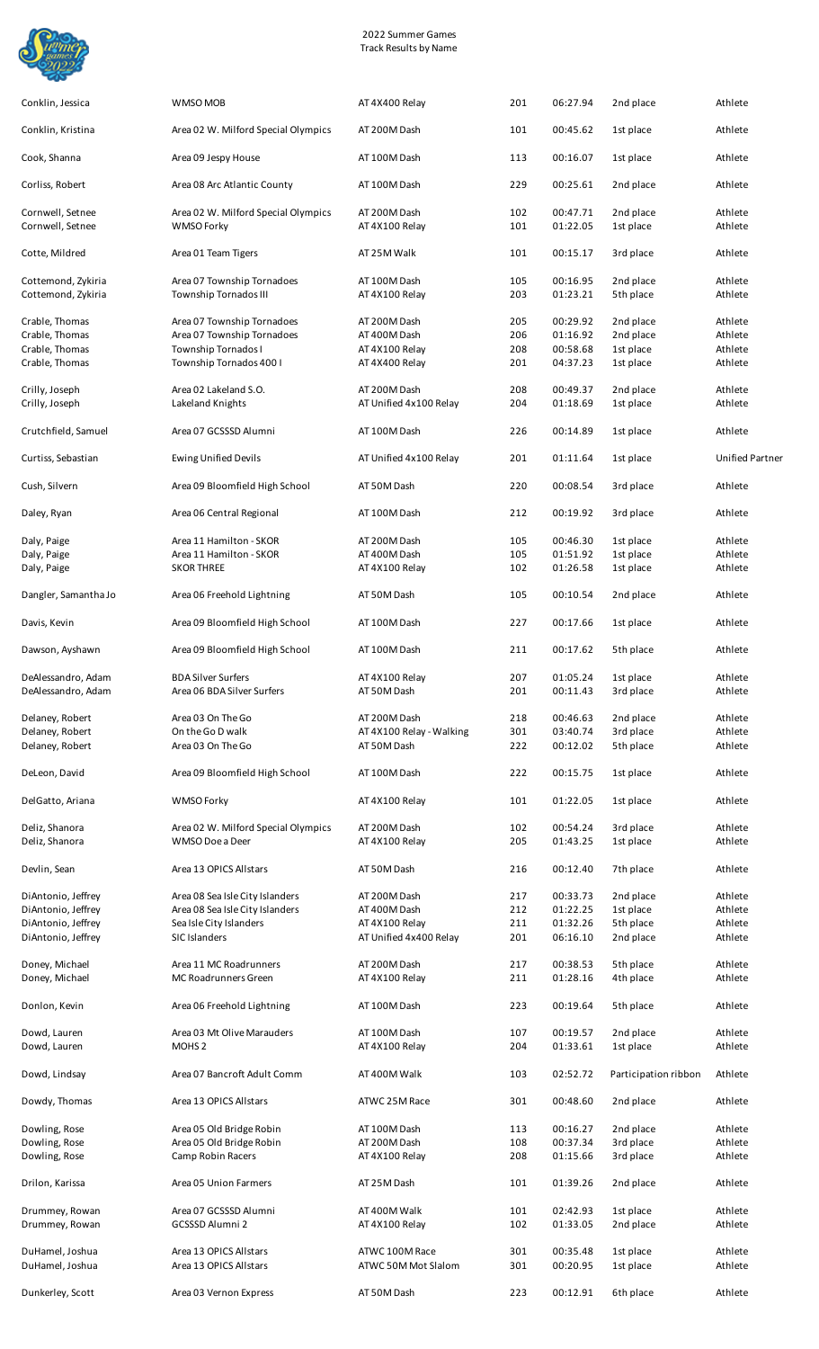| Name | Team | Event | Heat | Time | Place | Role |
|---|---|---|---|---|---|---|
| Conklin, Jessica | WMSO MOB | AT 4X400 Relay | 201 | 06:27.94 | 2nd place | Athlete |
| Conklin, Kristina | Area 02 W. Milford Special Olympics | AT 200M Dash | 101 | 00:45.62 | 1st place | Athlete |
| Cook, Shanna | Area 09 Jespy House | AT 100M Dash | 113 | 00:16.07 | 1st place | Athlete |
| Corliss, Robert | Area 08 Arc Atlantic County | AT 100M Dash | 229 | 00:25.61 | 2nd place | Athlete |
| Cornwell, Setnee | Area 02 W. Milford Special Olympics | AT 200M Dash | 102 | 00:47.71 | 2nd place | Athlete |
| Cornwell, Setnee | WMSO Forky | AT 4X100 Relay | 101 | 01:22.05 | 1st place | Athlete |
| Cotte, Mildred | Area 01 Team Tigers | AT 25M Walk | 101 | 00:15.17 | 3rd place | Athlete |
| Cottemond, Zykiria | Area 07 Township Tornadoes | AT 100M Dash | 105 | 00:16.95 | 2nd place | Athlete |
| Cottemond, Zykiria | Township Tornados III | AT 4X100 Relay | 203 | 01:23.21 | 5th place | Athlete |
| Crable, Thomas | Area 07 Township Tornadoes | AT 200M Dash | 205 | 00:29.92 | 2nd place | Athlete |
| Crable, Thomas | Area 07 Township Tornadoes | AT 400M Dash | 206 | 01:16.92 | 2nd place | Athlete |
| Crable, Thomas | Township Tornados I | AT 4X100 Relay | 208 | 00:58.68 | 1st place | Athlete |
| Crable, Thomas | Township Tornados 400 I | AT 4X400 Relay | 201 | 04:37.23 | 1st place | Athlete |
| Crilly, Joseph | Area 02 Lakeland S.O. | AT 200M Dash | 208 | 00:49.37 | 2nd place | Athlete |
| Crilly, Joseph | Lakeland Knights | AT Unified 4x100 Relay | 204 | 01:18.69 | 1st place | Athlete |
| Crutchfield, Samuel | Area 07 GCSSSD Alumni | AT 100M Dash | 226 | 00:14.89 | 1st place | Athlete |
| Curtiss, Sebastian | Ewing Unified Devils | AT Unified 4x100 Relay | 201 | 01:11.64 | 1st place | Unified Partner |
| Cush, Silvern | Area 09 Bloomfield High School | AT 50M Dash | 220 | 00:08.54 | 3rd place | Athlete |
| Daley, Ryan | Area 06 Central Regional | AT 100M Dash | 212 | 00:19.92 | 3rd place | Athlete |
| Daly, Paige | Area 11 Hamilton - SKOR | AT 200M Dash | 105 | 00:46.30 | 1st place | Athlete |
| Daly, Paige | Area 11 Hamilton - SKOR | AT 400M Dash | 105 | 01:51.92 | 1st place | Athlete |
| Daly, Paige | SKOR THREE | AT 4X100 Relay | 102 | 01:26.58 | 1st place | Athlete |
| Dangler, Samantha Jo | Area 06 Freehold Lightning | AT 50M Dash | 105 | 00:10.54 | 2nd place | Athlete |
| Davis, Kevin | Area 09 Bloomfield High School | AT 100M Dash | 227 | 00:17.66 | 1st place | Athlete |
| Dawson, Ayshawn | Area 09 Bloomfield High School | AT 100M Dash | 211 | 00:17.62 | 5th place | Athlete |
| DeAlessandro, Adam | BDA Silver Surfers | AT 4X100 Relay | 207 | 01:05.24 | 1st place | Athlete |
| DeAlessandro, Adam | Area 06 BDA Silver Surfers | AT 50M Dash | 201 | 00:11.43 | 3rd place | Athlete |
| Delaney, Robert | Area 03 On The Go | AT 200M Dash | 218 | 00:46.63 | 2nd place | Athlete |
| Delaney, Robert | On the Go D walk | AT 4X100 Relay - Walking | 301 | 03:40.74 | 3rd place | Athlete |
| Delaney, Robert | Area 03 On The Go | AT 50M Dash | 222 | 00:12.02 | 5th place | Athlete |
| DeLeon, David | Area 09 Bloomfield High School | AT 100M Dash | 222 | 00:15.75 | 1st place | Athlete |
| DelGatto, Ariana | WMSO Forky | AT 4X100 Relay | 101 | 01:22.05 | 1st place | Athlete |
| Deliz, Shanora | Area 02 W. Milford Special Olympics | AT 200M Dash | 102 | 00:54.24 | 3rd place | Athlete |
| Deliz, Shanora | WMSO Doe a Deer | AT 4X100 Relay | 205 | 01:43.25 | 1st place | Athlete |
| Devlin, Sean | Area 13 OPICS Allstars | AT 50M Dash | 216 | 00:12.40 | 7th place | Athlete |
| DiAntonio, Jeffrey | Area 08 Sea Isle City Islanders | AT 200M Dash | 217 | 00:33.73 | 2nd place | Athlete |
| DiAntonio, Jeffrey | Area 08 Sea Isle City Islanders | AT 400M Dash | 212 | 01:22.25 | 1st place | Athlete |
| DiAntonio, Jeffrey | Sea Isle City Islanders | AT 4X100 Relay | 211 | 01:32.26 | 5th place | Athlete |
| DiAntonio, Jeffrey | SIC Islanders | AT Unified 4x400 Relay | 201 | 06:16.10 | 2nd place | Athlete |
| Doney, Michael | Area 11 MC Roadrunners | AT 200M Dash | 217 | 00:38.53 | 5th place | Athlete |
| Doney, Michael | MC Roadrunners Green | AT 4X100 Relay | 211 | 01:28.16 | 4th place | Athlete |
| Donlon, Kevin | Area 06 Freehold Lightning | AT 100M Dash | 223 | 00:19.64 | 5th place | Athlete |
| Dowd, Lauren | Area 03 Mt Olive Marauders | AT 100M Dash | 107 | 00:19.57 | 2nd place | Athlete |
| Dowd, Lauren | MOHS 2 | AT 4X100 Relay | 204 | 01:33.61 | 1st place | Athlete |
| Dowd, Lindsay | Area 07 Bancroft Adult Comm | AT 400M Walk | 103 | 02:52.72 | Participation ribbon | Athlete |
| Dowdy, Thomas | Area 13 OPICS Allstars | ATWC 25M Race | 301 | 00:48.60 | 2nd place | Athlete |
| Dowling, Rose | Area 05 Old Bridge Robin | AT 100M Dash | 113 | 00:16.27 | 2nd place | Athlete |
| Dowling, Rose | Area 05 Old Bridge Robin | AT 200M Dash | 108 | 00:37.34 | 3rd place | Athlete |
| Dowling, Rose | Camp Robin Racers | AT 4X100 Relay | 208 | 01:15.66 | 3rd place | Athlete |
| Drilon, Karissa | Area 05 Union Farmers | AT 25M Dash | 101 | 01:39.26 | 2nd place | Athlete |
| Drummey, Rowan | Area 07 GCSSSD Alumni | AT 400M Walk | 101 | 02:42.93 | 1st place | Athlete |
| Drummey, Rowan | GCSSSD Alumni 2 | AT 4X100 Relay | 102 | 01:33.05 | 2nd place | Athlete |
| DuHamel, Joshua | Area 13 OPICS Allstars | ATWC 100M Race | 301 | 00:35.48 | 1st place | Athlete |
| DuHamel, Joshua | Area 13 OPICS Allstars | ATWC 50M Mot Slalom | 301 | 00:20.95 | 1st place | Athlete |
| Dunkerley, Scott | Area 03 Vernon Express | AT 50M Dash | 223 | 00:12.91 | 6th place | Athlete |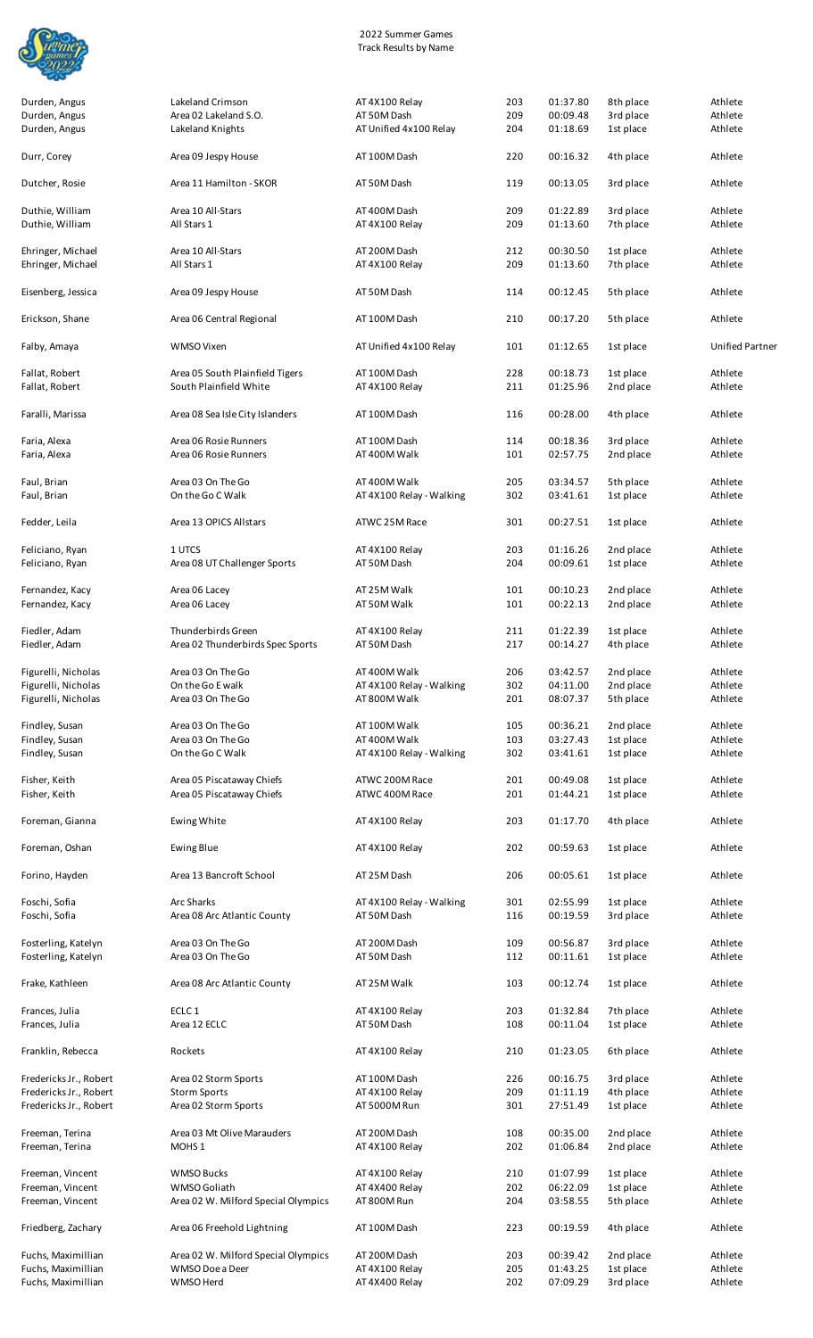2022 Summer Games
Track Results by Name

| Name | Team | Event | Division | Time | Place | Role |
|---|---|---|---|---|---|---|
| Durden, Angus | Lakeland Crimson | AT 4X100 Relay | 203 | 01:37.80 | 8th place | Athlete |
| Durden, Angus | Area 02 Lakeland S.O. | AT 50M Dash | 209 | 00:09.48 | 3rd place | Athlete |
| Durden, Angus | Lakeland Knights | AT Unified 4x100 Relay | 204 | 01:18.69 | 1st place | Athlete |
| Durr, Corey | Area 09 Jespy House | AT 100M Dash | 220 | 00:16.32 | 4th place | Athlete |
| Dutcher, Rosie | Area 11 Hamilton - SKOR | AT 50M Dash | 119 | 00:13.05 | 3rd place | Athlete |
| Duthie, William | Area 10 All-Stars | AT 400M Dash | 209 | 01:22.89 | 3rd place | Athlete |
| Duthie, William | All Stars 1 | AT 4X100 Relay | 209 | 01:13.60 | 7th place | Athlete |
| Ehringer, Michael | Area 10 All-Stars | AT 200M Dash | 212 | 00:30.50 | 1st place | Athlete |
| Ehringer, Michael | All Stars 1 | AT 4X100 Relay | 209 | 01:13.60 | 7th place | Athlete |
| Eisenberg, Jessica | Area 09 Jespy House | AT 50M Dash | 114 | 00:12.45 | 5th place | Athlete |
| Erickson, Shane | Area 06 Central Regional | AT 100M Dash | 210 | 00:17.20 | 5th place | Athlete |
| Falby, Amaya | WMSO Vixen | AT Unified 4x100 Relay | 101 | 01:12.65 | 1st place | Unified Partner |
| Fallat, Robert | Area 05 South Plainfield Tigers | AT 100M Dash | 228 | 00:18.73 | 1st place | Athlete |
| Fallat, Robert | South Plainfield White | AT 4X100 Relay | 211 | 01:25.96 | 2nd place | Athlete |
| Faralli, Marissa | Area 08 Sea Isle City Islanders | AT 100M Dash | 116 | 00:28.00 | 4th place | Athlete |
| Faria, Alexa | Area 06 Rosie Runners | AT 100M Dash | 114 | 00:18.36 | 3rd place | Athlete |
| Faria, Alexa | Area 06 Rosie Runners | AT 400M Walk | 101 | 02:57.75 | 2nd place | Athlete |
| Faul, Brian | Area 03 On The Go | AT 400M Walk | 205 | 03:34.57 | 5th place | Athlete |
| Faul, Brian | On the Go C Walk | AT 4X100 Relay - Walking | 302 | 03:41.61 | 1st place | Athlete |
| Fedder, Leila | Area 13 OPICS Allstars | ATWC 25M Race | 301 | 00:27.51 | 1st place | Athlete |
| Feliciano, Ryan | 1 UTCS | AT 4X100 Relay | 203 | 01:16.26 | 2nd place | Athlete |
| Feliciano, Ryan | Area 08 UT Challenger Sports | AT 50M Dash | 204 | 00:09.61 | 1st place | Athlete |
| Fernandez, Kacy | Area 06 Lacey | AT 25M Walk | 101 | 00:10.23 | 2nd place | Athlete |
| Fernandez, Kacy | Area 06 Lacey | AT 50M Walk | 101 | 00:22.13 | 2nd place | Athlete |
| Fiedler, Adam | Thunderbirds Green | AT 4X100 Relay | 211 | 01:22.39 | 1st place | Athlete |
| Fiedler, Adam | Area 02 Thunderbirds Spec Sports | AT 50M Dash | 217 | 00:14.27 | 4th place | Athlete |
| Figurelli, Nicholas | Area 03 On The Go | AT 400M Walk | 206 | 03:42.57 | 2nd place | Athlete |
| Figurelli, Nicholas | On the Go E walk | AT 4X100 Relay - Walking | 302 | 04:11.00 | 2nd place | Athlete |
| Figurelli, Nicholas | Area 03 On The Go | AT 800M Walk | 201 | 08:07.37 | 5th place | Athlete |
| Findley, Susan | Area 03 On The Go | AT 100M Walk | 105 | 00:36.21 | 2nd place | Athlete |
| Findley, Susan | Area 03 On The Go | AT 400M Walk | 103 | 03:27.43 | 1st place | Athlete |
| Findley, Susan | On the Go C Walk | AT 4X100 Relay - Walking | 302 | 03:41.61 | 1st place | Athlete |
| Fisher, Keith | Area 05 Piscataway Chiefs | ATWC 200M Race | 201 | 00:49.08 | 1st place | Athlete |
| Fisher, Keith | Area 05 Piscataway Chiefs | ATWC 400M Race | 201 | 01:44.21 | 1st place | Athlete |
| Foreman, Gianna | Ewing White | AT 4X100 Relay | 203 | 01:17.70 | 4th place | Athlete |
| Foreman, Oshan | Ewing Blue | AT 4X100 Relay | 202 | 00:59.63 | 1st place | Athlete |
| Forino, Hayden | Area 13 Bancroft School | AT 25M Dash | 206 | 00:05.61 | 1st place | Athlete |
| Foschi, Sofia | Arc Sharks | AT 4X100 Relay - Walking | 301 | 02:55.99 | 1st place | Athlete |
| Foschi, Sofia | Area 08 Arc Atlantic County | AT 50M Dash | 116 | 00:19.59 | 3rd place | Athlete |
| Fosterling, Katelyn | Area 03 On The Go | AT 200M Dash | 109 | 00:56.87 | 3rd place | Athlete |
| Fosterling, Katelyn | Area 03 On The Go | AT 50M Dash | 112 | 00:11.61 | 1st place | Athlete |
| Frake, Kathleen | Area 08 Arc Atlantic County | AT 25M Walk | 103 | 00:12.74 | 1st place | Athlete |
| Frances, Julia | ECLC 1 | AT 4X100 Relay | 203 | 01:32.84 | 7th place | Athlete |
| Frances, Julia | Area 12 ECLC | AT 50M Dash | 108 | 00:11.04 | 1st place | Athlete |
| Franklin, Rebecca | Rockets | AT 4X100 Relay | 210 | 01:23.05 | 6th place | Athlete |
| Fredericks Jr., Robert | Area 02 Storm Sports | AT 100M Dash | 226 | 00:16.75 | 3rd place | Athlete |
| Fredericks Jr., Robert | Storm Sports | AT 4X100 Relay | 209 | 01:11.19 | 4th place | Athlete |
| Fredericks Jr., Robert | Area 02 Storm Sports | AT 5000M Run | 301 | 27:51.49 | 1st place | Athlete |
| Freeman, Terina | Area 03 Mt Olive Marauders | AT 200M Dash | 108 | 00:35.00 | 2nd place | Athlete |
| Freeman, Terina | MOHS 1 | AT 4X100 Relay | 202 | 01:06.84 | 2nd place | Athlete |
| Freeman, Vincent | WMSO Bucks | AT 4X100 Relay | 210 | 01:07.99 | 1st place | Athlete |
| Freeman, Vincent | WMSO Goliath | AT 4X400 Relay | 202 | 06:22.09 | 1st place | Athlete |
| Freeman, Vincent | Area 02 W. Milford Special Olympics | AT 800M Run | 204 | 03:58.55 | 5th place | Athlete |
| Friedberg, Zachary | Area 06 Freehold Lightning | AT 100M Dash | 223 | 00:19.59 | 4th place | Athlete |
| Fuchs, Maximillian | Area 02 W. Milford Special Olympics | AT 200M Dash | 203 | 00:39.42 | 2nd place | Athlete |
| Fuchs, Maximillian | WMSO Doe a Deer | AT 4X100 Relay | 205 | 01:43.25 | 1st place | Athlete |
| Fuchs, Maximillian | WMSO Herd | AT 4X400 Relay | 202 | 07:09.29 | 3rd place | Athlete |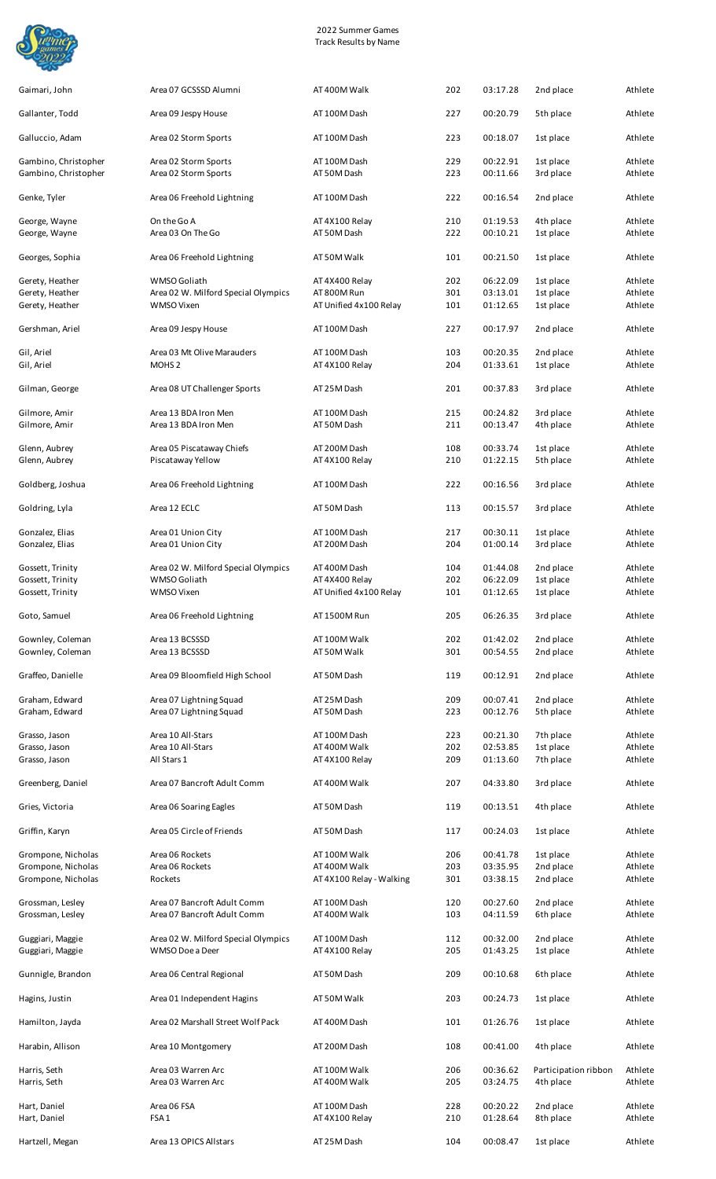2022 Summer Games
Track Results by Name

| Name | Team | Event | Division | Time | Place | Role |
|---|---|---|---|---|---|---|
| Gaimari, John | Area 07 GCSSSD Alumni | AT 400M Walk | 202 | 03:17.28 | 2nd place | Athlete |
| Gallanter, Todd | Area 09 Jespy House | AT 100M Dash | 227 | 00:20.79 | 5th place | Athlete |
| Galluccio, Adam | Area 02 Storm Sports | AT 100M Dash | 223 | 00:18.07 | 1st place | Athlete |
| Gambino, Christopher | Area 02 Storm Sports | AT 100M Dash | 229 | 00:22.91 | 1st place | Athlete |
| Gambino, Christopher | Area 02 Storm Sports | AT 50M Dash | 223 | 00:11.66 | 3rd place | Athlete |
| Genke, Tyler | Area 06 Freehold Lightning | AT 100M Dash | 222 | 00:16.54 | 2nd place | Athlete |
| George, Wayne | On the Go A | AT 4X100 Relay | 210 | 01:19.53 | 4th place | Athlete |
| George, Wayne | Area 03 On The Go | AT 50M Dash | 222 | 00:10.21 | 1st place | Athlete |
| Georges, Sophia | Area 06 Freehold Lightning | AT 50M Walk | 101 | 00:21.50 | 1st place | Athlete |
| Gerety, Heather | WMSO Goliath | AT 4X400 Relay | 202 | 06:22.09 | 1st place | Athlete |
| Gerety, Heather | Area 02 W. Milford Special Olympics | AT 800M Run | 301 | 03:13.01 | 1st place | Athlete |
| Gerety, Heather | WMSO Vixen | AT Unified 4x100 Relay | 101 | 01:12.65 | 1st place | Athlete |
| Gershman, Ariel | Area 09 Jespy House | AT 100M Dash | 227 | 00:17.97 | 2nd place | Athlete |
| Gil, Ariel | Area 03 Mt Olive Marauders | AT 100M Dash | 103 | 00:20.35 | 2nd place | Athlete |
| Gil, Ariel | MOHS 2 | AT 4X100 Relay | 204 | 01:33.61 | 1st place | Athlete |
| Gilman, George | Area 08 UT Challenger Sports | AT 25M Dash | 201 | 00:37.83 | 3rd place | Athlete |
| Gilmore, Amir | Area 13 BDA Iron Men | AT 100M Dash | 215 | 00:24.82 | 3rd place | Athlete |
| Gilmore, Amir | Area 13 BDA Iron Men | AT 50M Dash | 211 | 00:13.47 | 4th place | Athlete |
| Glenn, Aubrey | Area 05 Piscataway Chiefs | AT 200M Dash | 108 | 00:33.74 | 1st place | Athlete |
| Glenn, Aubrey | Piscataway Yellow | AT 4X100 Relay | 210 | 01:22.15 | 5th place | Athlete |
| Goldberg, Joshua | Area 06 Freehold Lightning | AT 100M Dash | 222 | 00:16.56 | 3rd place | Athlete |
| Goldring, Lyla | Area 12 ECLC | AT 50M Dash | 113 | 00:15.57 | 3rd place | Athlete |
| Gonzalez, Elias | Area 01 Union City | AT 100M Dash | 217 | 00:30.11 | 1st place | Athlete |
| Gonzalez, Elias | Area 01 Union City | AT 200M Dash | 204 | 01:00.14 | 3rd place | Athlete |
| Gossett, Trinity | Area 02 W. Milford Special Olympics | AT 400M Dash | 104 | 01:44.08 | 2nd place | Athlete |
| Gossett, Trinity | WMSO Goliath | AT 4X400 Relay | 202 | 06:22.09 | 1st place | Athlete |
| Gossett, Trinity | WMSO Vixen | AT Unified 4x100 Relay | 101 | 01:12.65 | 1st place | Athlete |
| Goto, Samuel | Area 06 Freehold Lightning | AT 1500M Run | 205 | 06:26.35 | 3rd place | Athlete |
| Gownley, Coleman | Area 13 BCSSSD | AT 100M Walk | 202 | 01:42.02 | 2nd place | Athlete |
| Gownley, Coleman | Area 13 BCSSSD | AT 50M Walk | 301 | 00:54.55 | 2nd place | Athlete |
| Graffeo, Danielle | Area 09 Bloomfield High School | AT 50M Dash | 119 | 00:12.91 | 2nd place | Athlete |
| Graham, Edward | Area 07 Lightning Squad | AT 25M Dash | 209 | 00:07.41 | 2nd place | Athlete |
| Graham, Edward | Area 07 Lightning Squad | AT 50M Dash | 223 | 00:12.76 | 5th place | Athlete |
| Grasso, Jason | Area 10 All-Stars | AT 100M Dash | 223 | 00:21.30 | 7th place | Athlete |
| Grasso, Jason | Area 10 All-Stars | AT 400M Walk | 202 | 02:53.85 | 1st place | Athlete |
| Grasso, Jason | All Stars 1 | AT 4X100 Relay | 209 | 01:13.60 | 7th place | Athlete |
| Greenberg, Daniel | Area 07 Bancroft Adult Comm | AT 400M Walk | 207 | 04:33.80 | 3rd place | Athlete |
| Gries, Victoria | Area 06 Soaring Eagles | AT 50M Dash | 119 | 00:13.51 | 4th place | Athlete |
| Griffin, Karyn | Area 05 Circle of Friends | AT 50M Dash | 117 | 00:24.03 | 1st place | Athlete |
| Grompone, Nicholas | Area 06 Rockets | AT 100M Walk | 206 | 00:41.78 | 1st place | Athlete |
| Grompone, Nicholas | Area 06 Rockets | AT 400M Walk | 203 | 03:35.95 | 2nd place | Athlete |
| Grompone, Nicholas | Rockets | AT 4X100 Relay - Walking | 301 | 03:38.15 | 2nd place | Athlete |
| Grossman, Lesley | Area 07 Bancroft Adult Comm | AT 100M Dash | 120 | 00:27.60 | 2nd place | Athlete |
| Grossman, Lesley | Area 07 Bancroft Adult Comm | AT 400M Walk | 103 | 04:11.59 | 6th place | Athlete |
| Guggiari, Maggie | Area 02 W. Milford Special Olympics | AT 100M Dash | 112 | 00:32.00 | 2nd place | Athlete |
| Guggiari, Maggie | WMSO Doe a Deer | AT 4X100 Relay | 205 | 01:43.25 | 1st place | Athlete |
| Gunnigle, Brandon | Area 06 Central Regional | AT 50M Dash | 209 | 00:10.68 | 6th place | Athlete |
| Hagins, Justin | Area 01 Independent Hagins | AT 50M Walk | 203 | 00:24.73 | 1st place | Athlete |
| Hamilton, Jayda | Area 02 Marshall Street Wolf Pack | AT 400M Dash | 101 | 01:26.76 | 1st place | Athlete |
| Harabin, Allison | Area 10 Montgomery | AT 200M Dash | 108 | 00:41.00 | 4th place | Athlete |
| Harris, Seth | Area 03 Warren Arc | AT 100M Walk | 206 | 00:36.62 | Participation ribbon | Athlete |
| Harris, Seth | Area 03 Warren Arc | AT 400M Walk | 205 | 03:24.75 | 4th place | Athlete |
| Hart, Daniel | Area 06 FSA | AT 100M Dash | 228 | 00:20.22 | 2nd place | Athlete |
| Hart, Daniel | FSA 1 | AT 4X100 Relay | 210 | 01:28.64 | 8th place | Athlete |
| Hartzell, Megan | Area 13 OPICS Allstars | AT 25M Dash | 104 | 00:08.47 | 1st place | Athlete |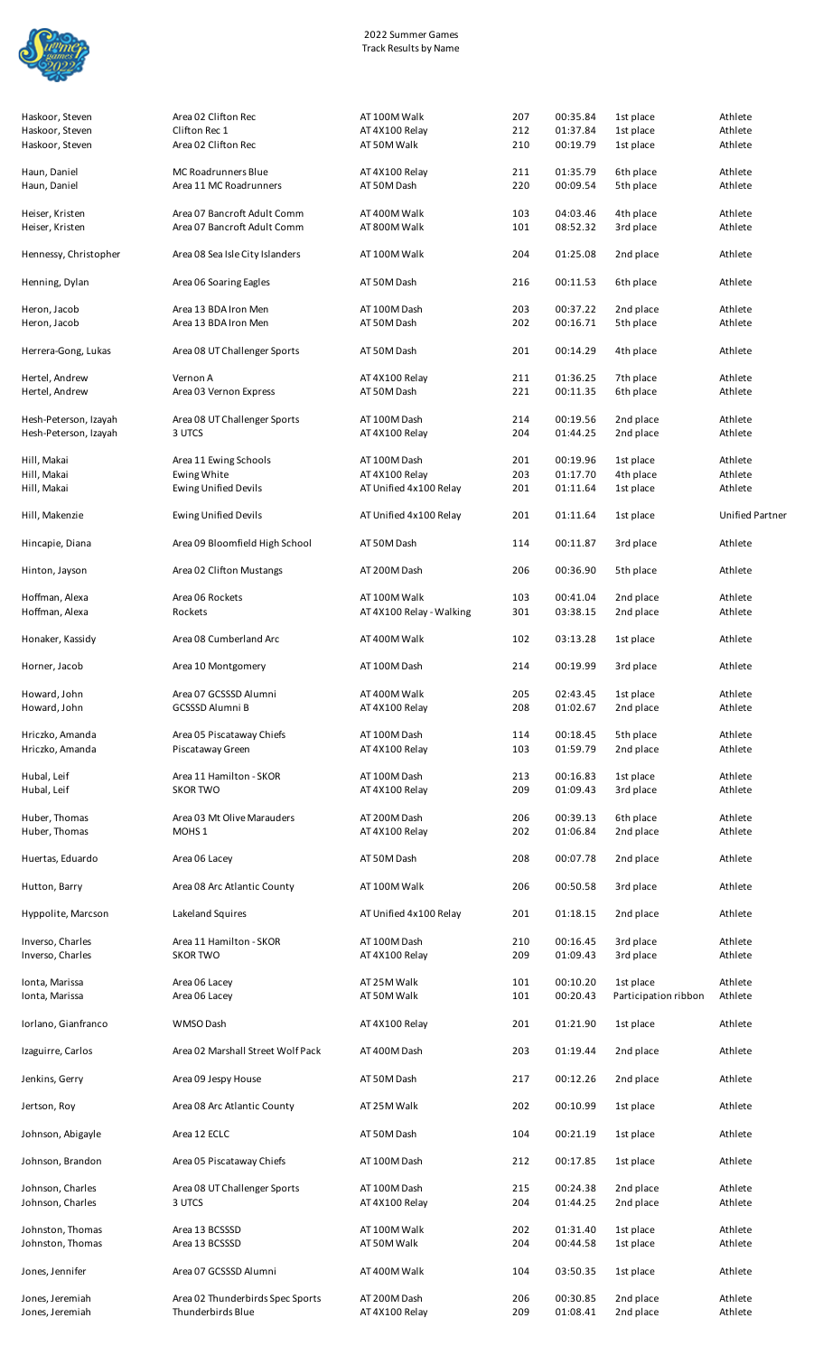2022 Summer Games
Track Results by Name

| | | | | | | |
|---|---|---|---|---|---|---|
| Haskoor, Steven | Area 02 Clifton Rec | AT 100M Walk | 207 | 00:35.84 | 1st place | Athlete |
| Haskoor, Steven | Clifton Rec 1 | AT 4X100 Relay | 212 | 01:37.84 | 1st place | Athlete |
| Haskoor, Steven | Area 02 Clifton Rec | AT 50M Walk | 210 | 00:19.79 | 1st place | Athlete |
| Haun, Daniel | MC Roadrunners Blue | AT 4X100 Relay | 211 | 01:35.79 | 6th place | Athlete |
| Haun, Daniel | Area 11 MC Roadrunners | AT 50M Dash | 220 | 00:09.54 | 5th place | Athlete |
| Heiser, Kristen | Area 07 Bancroft Adult Comm | AT 400M Walk | 103 | 04:03.46 | 4th place | Athlete |
| Heiser, Kristen | Area 07 Bancroft Adult Comm | AT 800M Walk | 101 | 08:52.32 | 3rd place | Athlete |
| Hennessy, Christopher | Area 08 Sea Isle City Islanders | AT 100M Walk | 204 | 01:25.08 | 2nd place | Athlete |
| Henning, Dylan | Area 06 Soaring Eagles | AT 50M Dash | 216 | 00:11.53 | 6th place | Athlete |
| Heron, Jacob | Area 13 BDA Iron Men | AT 100M Dash | 203 | 00:37.22 | 2nd place | Athlete |
| Heron, Jacob | Area 13 BDA Iron Men | AT 50M Dash | 202 | 00:16.71 | 5th place | Athlete |
| Herrera-Gong, Lukas | Area 08 UT Challenger Sports | AT 50M Dash | 201 | 00:14.29 | 4th place | Athlete |
| Hertel, Andrew | Vernon A | AT 4X100 Relay | 211 | 01:36.25 | 7th place | Athlete |
| Hertel, Andrew | Area 03 Vernon Express | AT 50M Dash | 221 | 00:11.35 | 6th place | Athlete |
| Hesh-Peterson, Izayah | Area 08 UT Challenger Sports | AT 100M Dash | 214 | 00:19.56 | 2nd place | Athlete |
| Hesh-Peterson, Izayah | 3 UTCS | AT 4X100 Relay | 204 | 01:44.25 | 2nd place | Athlete |
| Hill, Makai | Area 11 Ewing Schools | AT 100M Dash | 201 | 00:19.96 | 1st place | Athlete |
| Hill, Makai | Ewing White | AT 4X100 Relay | 203 | 01:17.70 | 4th place | Athlete |
| Hill, Makai | Ewing Unified Devils | AT Unified 4x100 Relay | 201 | 01:11.64 | 1st place | Athlete |
| Hill, Makenzie | Ewing Unified Devils | AT Unified 4x100 Relay | 201 | 01:11.64 | 1st place | Unified Partner |
| Hincapie, Diana | Area 09 Bloomfield High School | AT 50M Dash | 114 | 00:11.87 | 3rd place | Athlete |
| Hinton, Jayson | Area 02 Clifton Mustangs | AT 200M Dash | 206 | 00:36.90 | 5th place | Athlete |
| Hoffman, Alexa | Area 06 Rockets | AT 100M Walk | 103 | 00:41.04 | 2nd place | Athlete |
| Hoffman, Alexa | Rockets | AT 4X100 Relay - Walking | 301 | 03:38.15 | 2nd place | Athlete |
| Honaker, Kassidy | Area 08 Cumberland Arc | AT 400M Walk | 102 | 03:13.28 | 1st place | Athlete |
| Horner, Jacob | Area 10 Montgomery | AT 100M Dash | 214 | 00:19.99 | 3rd place | Athlete |
| Howard, John | Area 07 GCSSSD Alumni | AT 400M Walk | 205 | 02:43.45 | 1st place | Athlete |
| Howard, John | GCSSSD Alumni B | AT 4X100 Relay | 208 | 01:02.67 | 2nd place | Athlete |
| Hriczko, Amanda | Area 05 Piscataway Chiefs | AT 100M Dash | 114 | 00:18.45 | 5th place | Athlete |
| Hriczko, Amanda | Piscataway Green | AT 4X100 Relay | 103 | 01:59.79 | 2nd place | Athlete |
| Hubal, Leif | Area 11 Hamilton - SKOR | AT 100M Dash | 213 | 00:16.83 | 1st place | Athlete |
| Hubal, Leif | SKOR TWO | AT 4X100 Relay | 209 | 01:09.43 | 3rd place | Athlete |
| Huber, Thomas | Area 03 Mt Olive Marauders | AT 200M Dash | 206 | 00:39.13 | 6th place | Athlete |
| Huber, Thomas | MOHS 1 | AT 4X100 Relay | 202 | 01:06.84 | 2nd place | Athlete |
| Huertas, Eduardo | Area 06 Lacey | AT 50M Dash | 208 | 00:07.78 | 2nd place | Athlete |
| Hutton, Barry | Area 08 Arc Atlantic County | AT 100M Walk | 206 | 00:50.58 | 3rd place | Athlete |
| Hyppolite, Marcson | Lakeland Squires | AT Unified 4x100 Relay | 201 | 01:18.15 | 2nd place | Athlete |
| Inverso, Charles | Area 11 Hamilton - SKOR | AT 100M Dash | 210 | 00:16.45 | 3rd place | Athlete |
| Inverso, Charles | SKOR TWO | AT 4X100 Relay | 209 | 01:09.43 | 3rd place | Athlete |
| Ionta, Marissa | Area 06 Lacey | AT 25M Walk | 101 | 00:10.20 | 1st place | Athlete |
| Ionta, Marissa | Area 06 Lacey | AT 50M Walk | 101 | 00:20.43 | Participation ribbon | Athlete |
| Iorlano, Gianfranco | WMSO Dash | AT 4X100 Relay | 201 | 01:21.90 | 1st place | Athlete |
| Izaguirre, Carlos | Area 02 Marshall Street Wolf Pack | AT 400M Dash | 203 | 01:19.44 | 2nd place | Athlete |
| Jenkins, Gerry | Area 09 Jespy House | AT 50M Dash | 217 | 00:12.26 | 2nd place | Athlete |
| Jertson, Roy | Area 08 Arc Atlantic County | AT 25M Walk | 202 | 00:10.99 | 1st place | Athlete |
| Johnson, Abigayle | Area 12 ECLC | AT 50M Dash | 104 | 00:21.19 | 1st place | Athlete |
| Johnson, Brandon | Area 05 Piscataway Chiefs | AT 100M Dash | 212 | 00:17.85 | 1st place | Athlete |
| Johnson, Charles | Area 08 UT Challenger Sports | AT 100M Dash | 215 | 00:24.38 | 2nd place | Athlete |
| Johnson, Charles | 3 UTCS | AT 4X100 Relay | 204 | 01:44.25 | 2nd place | Athlete |
| Johnston, Thomas | Area 13 BCSSSD | AT 100M Walk | 202 | 01:31.40 | 1st place | Athlete |
| Johnston, Thomas | Area 13 BCSSSD | AT 50M Walk | 204 | 00:44.58 | 1st place | Athlete |
| Jones, Jennifer | Area 07 GCSSSD Alumni | AT 400M Walk | 104 | 03:50.35 | 1st place | Athlete |
| Jones, Jeremiah | Area 02 Thunderbirds Spec Sports | AT 200M Dash | 206 | 00:30.85 | 2nd place | Athlete |
| Jones, Jeremiah | Thunderbirds Blue | AT 4X100 Relay | 209 | 01:08.41 | 2nd place | Athlete |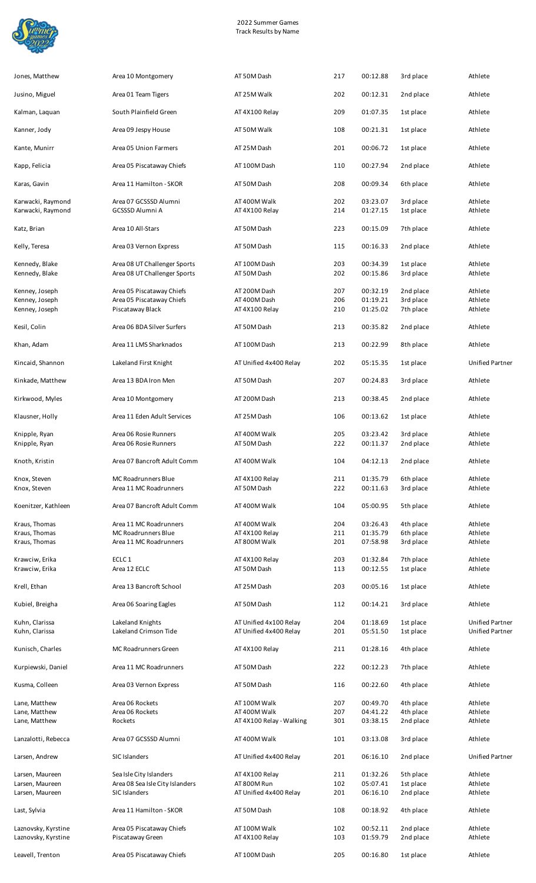2022 Summer Games
Track Results by Name

| | | | | | | |
|---|---|---|---|---|---|---|
| Jones, Matthew | Area 10 Montgomery | AT 50M Dash | 217 | 00:12.88 | 3rd place | Athlete |
| Jusino, Miguel | Area 01 Team Tigers | AT 25M Walk | 202 | 00:12.31 | 2nd place | Athlete |
| Kalman, Laquan | South Plainfield Green | AT 4X100 Relay | 209 | 01:07.35 | 1st place | Athlete |
| Kanner, Jody | Area 09 Jespy House | AT 50M Walk | 108 | 00:21.31 | 1st place | Athlete |
| Kante, Munirr | Area 05 Union Farmers | AT 25M Dash | 201 | 00:06.72 | 1st place | Athlete |
| Kapp, Felicia | Area 05 Piscataway Chiefs | AT 100M Dash | 110 | 00:27.94 | 2nd place | Athlete |
| Karas, Gavin | Area 11 Hamilton - SKOR | AT 50M Dash | 208 | 00:09.34 | 6th place | Athlete |
| Karwacki, Raymond | Area 07 GCSSSD Alumni | AT 400M Walk | 202 | 03:23.07 | 3rd place | Athlete |
| Karwacki, Raymond | GCSSSD Alumni A | AT 4X100 Relay | 214 | 01:27.15 | 1st place | Athlete |
| Katz, Brian | Area 10 All-Stars | AT 50M Dash | 223 | 00:15.09 | 7th place | Athlete |
| Kelly, Teresa | Area 03 Vernon Express | AT 50M Dash | 115 | 00:16.33 | 2nd place | Athlete |
| Kennedy, Blake | Area 08 UT Challenger Sports | AT 100M Dash | 203 | 00:34.39 | 1st place | Athlete |
| Kennedy, Blake | Area 08 UT Challenger Sports | AT 50M Dash | 202 | 00:15.86 | 3rd place | Athlete |
| Kenney, Joseph | Area 05 Piscataway Chiefs | AT 200M Dash | 207 | 00:32.19 | 2nd place | Athlete |
| Kenney, Joseph | Area 05 Piscataway Chiefs | AT 400M Dash | 206 | 01:19.21 | 3rd place | Athlete |
| Kenney, Joseph | Piscataway Black | AT 4X100 Relay | 210 | 01:25.02 | 7th place | Athlete |
| Kesil, Colin | Area 06 BDA Silver Surfers | AT 50M Dash | 213 | 00:35.82 | 2nd place | Athlete |
| Khan, Adam | Area 11 LMS Sharknados | AT 100M Dash | 213 | 00:22.99 | 8th place | Athlete |
| Kincaid, Shannon | Lakeland First Knight | AT Unified 4x400 Relay | 202 | 05:15.35 | 1st place | Unified Partner |
| Kinkade, Matthew | Area 13 BDA Iron Men | AT 50M Dash | 207 | 00:24.83 | 3rd place | Athlete |
| Kirkwood, Myles | Area 10 Montgomery | AT 200M Dash | 213 | 00:38.45 | 2nd place | Athlete |
| Klausner, Holly | Area 11 Eden Adult Services | AT 25M Dash | 106 | 00:13.62 | 1st place | Athlete |
| Knipple, Ryan | Area 06 Rosie Runners | AT 400M Walk | 205 | 03:23.42 | 3rd place | Athlete |
| Knipple, Ryan | Area 06 Rosie Runners | AT 50M Dash | 222 | 00:11.37 | 2nd place | Athlete |
| Knoth, Kristin | Area 07 Bancroft Adult Comm | AT 400M Walk | 104 | 04:12.13 | 2nd place | Athlete |
| Knox, Steven | MC Roadrunners Blue | AT 4X100 Relay | 211 | 01:35.79 | 6th place | Athlete |
| Knox, Steven | Area 11 MC Roadrunners | AT 50M Dash | 222 | 00:11.63 | 3rd place | Athlete |
| Koenitzer, Kathleen | Area 07 Bancroft Adult Comm | AT 400M Walk | 104 | 05:00.95 | 5th place | Athlete |
| Kraus, Thomas | Area 11 MC Roadrunners | AT 400M Walk | 204 | 03:26.43 | 4th place | Athlete |
| Kraus, Thomas | MC Roadrunners Blue | AT 4X100 Relay | 211 | 01:35.79 | 6th place | Athlete |
| Kraus, Thomas | Area 11 MC Roadrunners | AT 800M Walk | 201 | 07:58.98 | 3rd place | Athlete |
| Krawciw, Erika | ECLC 1 | AT 4X100 Relay | 203 | 01:32.84 | 7th place | Athlete |
| Krawciw, Erika | Area 12 ECLC | AT 50M Dash | 113 | 00:12.55 | 1st place | Athlete |
| Krell, Ethan | Area 13 Bancroft School | AT 25M Dash | 203 | 00:05.16 | 1st place | Athlete |
| Kubiel, Breigha | Area 06 Soaring Eagles | AT 50M Dash | 112 | 00:14.21 | 3rd place | Athlete |
| Kuhn, Clarissa | Lakeland Knights | AT Unified 4x100 Relay | 204 | 01:18.69 | 1st place | Unified Partner |
| Kuhn, Clarissa | Lakeland Crimson Tide | AT Unified 4x400 Relay | 201 | 05:51.50 | 1st place | Unified Partner |
| Kunisch, Charles | MC Roadrunners Green | AT 4X100 Relay | 211 | 01:28.16 | 4th place | Athlete |
| Kurpiewski, Daniel | Area 11 MC Roadrunners | AT 50M Dash | 222 | 00:12.23 | 7th place | Athlete |
| Kusma, Colleen | Area 03 Vernon Express | AT 50M Dash | 116 | 00:22.60 | 4th place | Athlete |
| Lane, Matthew | Area 06 Rockets | AT 100M Walk | 207 | 00:49.70 | 4th place | Athlete |
| Lane, Matthew | Area 06 Rockets | AT 400M Walk | 207 | 04:41.22 | 4th place | Athlete |
| Lane, Matthew | Rockets | AT 4X100 Relay - Walking | 301 | 03:38.15 | 2nd place | Athlete |
| Lanzalotti, Rebecca | Area 07 GCSSSD Alumni | AT 400M Walk | 101 | 03:13.08 | 3rd place | Athlete |
| Larsen, Andrew | SIC Islanders | AT Unified 4x400 Relay | 201 | 06:16.10 | 2nd place | Unified Partner |
| Larsen, Maureen | Sea Isle City Islanders | AT 4X100 Relay | 211 | 01:32.26 | 5th place | Athlete |
| Larsen, Maureen | Area 08 Sea Isle City Islanders | AT 800M Run | 102 | 05:07.41 | 1st place | Athlete |
| Larsen, Maureen | SIC Islanders | AT Unified 4x400 Relay | 201 | 06:16.10 | 2nd place | Athlete |
| Last, Sylvia | Area 11 Hamilton - SKOR | AT 50M Dash | 108 | 00:18.92 | 4th place | Athlete |
| Laznovsky, Kyrstine | Area 05 Piscataway Chiefs | AT 100M Walk | 102 | 00:52.11 | 2nd place | Athlete |
| Laznovsky, Kyrstine | Piscataway Green | AT 4X100 Relay | 103 | 01:59.79 | 2nd place | Athlete |
| Leavell, Trenton | Area 05 Piscataway Chiefs | AT 100M Dash | 205 | 00:16.80 | 1st place | Athlete |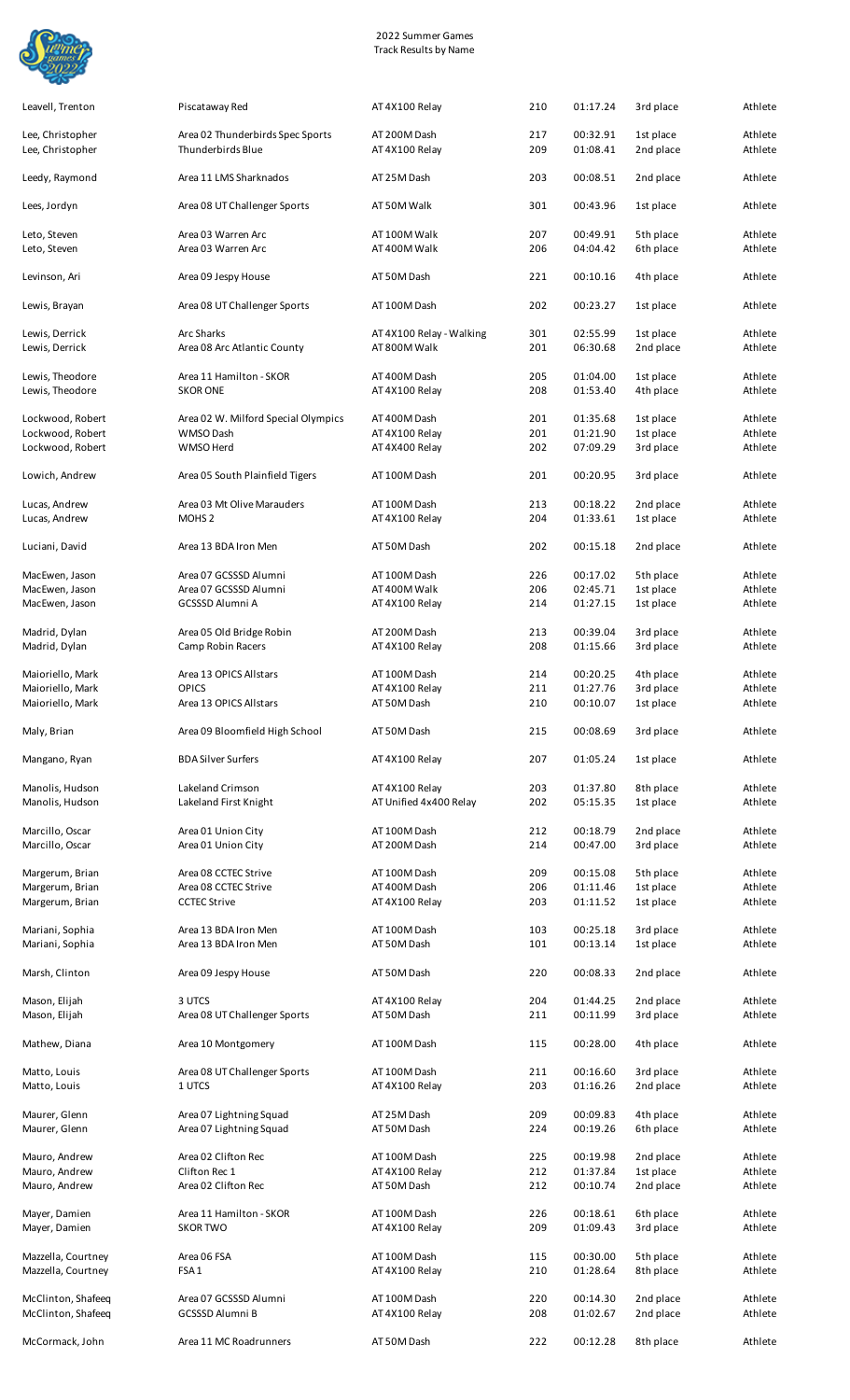2022 Summer Games
Track Results by Name

| Name | Team | Event | Division | Time | Place | Type |
|---|---|---|---|---|---|---|
| Leavell, Trenton | Piscataway Red | AT 4X100 Relay | 210 | 01:17.24 | 3rd place | Athlete |
| Lee, Christopher | Area 02 Thunderbirds Spec Sports | AT 200M Dash | 217 | 00:32.91 | 1st place | Athlete |
| Lee, Christopher | Thunderbirds Blue | AT 4X100 Relay | 209 | 01:08.41 | 2nd place | Athlete |
| Leedy, Raymond | Area 11 LMS Sharknados | AT 25M Dash | 203 | 00:08.51 | 2nd place | Athlete |
| Lees, Jordyn | Area 08 UT Challenger Sports | AT 50M Walk | 301 | 00:43.96 | 1st place | Athlete |
| Leto, Steven | Area 03 Warren Arc | AT 100M Walk | 207 | 00:49.91 | 5th place | Athlete |
| Leto, Steven | Area 03 Warren Arc | AT 400M Walk | 206 | 04:04.42 | 6th place | Athlete |
| Levinson, Ari | Area 09 Jespy House | AT 50M Dash | 221 | 00:10.16 | 4th place | Athlete |
| Lewis, Brayan | Area 08 UT Challenger Sports | AT 100M Dash | 202 | 00:23.27 | 1st place | Athlete |
| Lewis, Derrick | Arc Sharks | AT 4X100 Relay - Walking | 301 | 02:55.99 | 1st place | Athlete |
| Lewis, Derrick | Area 08 Arc Atlantic County | AT 800M Walk | 201 | 06:30.68 | 2nd place | Athlete |
| Lewis, Theodore | Area 11 Hamilton - SKOR | AT 400M Dash | 205 | 01:04.00 | 1st place | Athlete |
| Lewis, Theodore | SKOR ONE | AT 4X100 Relay | 208 | 01:53.40 | 4th place | Athlete |
| Lockwood, Robert | Area 02 W. Milford Special Olympics | AT 400M Dash | 201 | 01:35.68 | 1st place | Athlete |
| Lockwood, Robert | WMSO Dash | AT 4X100 Relay | 201 | 01:21.90 | 1st place | Athlete |
| Lockwood, Robert | WMSO Herd | AT 4X400 Relay | 202 | 07:09.29 | 3rd place | Athlete |
| Lowich, Andrew | Area 05 South Plainfield Tigers | AT 100M Dash | 201 | 00:20.95 | 3rd place | Athlete |
| Lucas, Andrew | Area 03 Mt Olive Marauders | AT 100M Dash | 213 | 00:18.22 | 2nd place | Athlete |
| Lucas, Andrew | MOHS 2 | AT 4X100 Relay | 204 | 01:33.61 | 1st place | Athlete |
| Luciani, David | Area 13 BDA Iron Men | AT 50M Dash | 202 | 00:15.18 | 2nd place | Athlete |
| MacEwen, Jason | Area 07 GCSSSD Alumni | AT 100M Dash | 226 | 00:17.02 | 5th place | Athlete |
| MacEwen, Jason | Area 07 GCSSSD Alumni | AT 400M Walk | 206 | 02:45.71 | 1st place | Athlete |
| MacEwen, Jason | GCSSSD Alumni A | AT 4X100 Relay | 214 | 01:27.15 | 1st place | Athlete |
| Madrid, Dylan | Area 05 Old Bridge Robin | AT 200M Dash | 213 | 00:39.04 | 3rd place | Athlete |
| Madrid, Dylan | Camp Robin Racers | AT 4X100 Relay | 208 | 01:15.66 | 3rd place | Athlete |
| Maioriello, Mark | Area 13 OPICS Allstars | AT 100M Dash | 214 | 00:20.25 | 4th place | Athlete |
| Maioriello, Mark | OPICS | AT 4X100 Relay | 211 | 01:27.76 | 3rd place | Athlete |
| Maioriello, Mark | Area 13 OPICS Allstars | AT 50M Dash | 210 | 00:10.07 | 1st place | Athlete |
| Maly, Brian | Area 09 Bloomfield High School | AT 50M Dash | 215 | 00:08.69 | 3rd place | Athlete |
| Mangano, Ryan | BDA Silver Surfers | AT 4X100 Relay | 207 | 01:05.24 | 1st place | Athlete |
| Manolis, Hudson | Lakeland Crimson | AT 4X100 Relay | 203 | 01:37.80 | 8th place | Athlete |
| Manolis, Hudson | Lakeland First Knight | AT Unified 4x400 Relay | 202 | 05:15.35 | 1st place | Athlete |
| Marcillo, Oscar | Area 01 Union City | AT 100M Dash | 212 | 00:18.79 | 2nd place | Athlete |
| Marcillo, Oscar | Area 01 Union City | AT 200M Dash | 214 | 00:47.00 | 3rd place | Athlete |
| Margerum, Brian | Area 08 CCTEC Strive | AT 100M Dash | 209 | 00:15.08 | 5th place | Athlete |
| Margerum, Brian | Area 08 CCTEC Strive | AT 400M Dash | 206 | 01:11.46 | 1st place | Athlete |
| Margerum, Brian | CCTEC Strive | AT 4X100 Relay | 203 | 01:11.52 | 1st place | Athlete |
| Mariani, Sophia | Area 13 BDA Iron Men | AT 100M Dash | 103 | 00:25.18 | 3rd place | Athlete |
| Mariani, Sophia | Area 13 BDA Iron Men | AT 50M Dash | 101 | 00:13.14 | 1st place | Athlete |
| Marsh, Clinton | Area 09 Jespy House | AT 50M Dash | 220 | 00:08.33 | 2nd place | Athlete |
| Mason, Elijah | 3 UTCS | AT 4X100 Relay | 204 | 01:44.25 | 2nd place | Athlete |
| Mason, Elijah | Area 08 UT Challenger Sports | AT 50M Dash | 211 | 00:11.99 | 3rd place | Athlete |
| Mathew, Diana | Area 10 Montgomery | AT 100M Dash | 115 | 00:28.00 | 4th place | Athlete |
| Matto, Louis | Area 08 UT Challenger Sports | AT 100M Dash | 211 | 00:16.60 | 3rd place | Athlete |
| Matto, Louis | 1 UTCS | AT 4X100 Relay | 203 | 01:16.26 | 2nd place | Athlete |
| Maurer, Glenn | Area 07 Lightning Squad | AT 25M Dash | 209 | 00:09.83 | 4th place | Athlete |
| Maurer, Glenn | Area 07 Lightning Squad | AT 50M Dash | 224 | 00:19.26 | 6th place | Athlete |
| Mauro, Andrew | Area 02 Clifton Rec | AT 100M Dash | 225 | 00:19.98 | 2nd place | Athlete |
| Mauro, Andrew | Clifton Rec 1 | AT 4X100 Relay | 212 | 01:37.84 | 1st place | Athlete |
| Mauro, Andrew | Area 02 Clifton Rec | AT 50M Dash | 212 | 00:10.74 | 2nd place | Athlete |
| Mayer, Damien | Area 11 Hamilton - SKOR | AT 100M Dash | 226 | 00:18.61 | 6th place | Athlete |
| Mayer, Damien | SKOR TWO | AT 4X100 Relay | 209 | 01:09.43 | 3rd place | Athlete |
| Mazzella, Courtney | Area 06 FSA | AT 100M Dash | 115 | 00:30.00 | 5th place | Athlete |
| Mazzella, Courtney | FSA 1 | AT 4X100 Relay | 210 | 01:28.64 | 8th place | Athlete |
| McClinton, Shafeeq | Area 07 GCSSSD Alumni | AT 100M Dash | 220 | 00:14.30 | 2nd place | Athlete |
| McClinton, Shafeeq | GCSSSD Alumni B | AT 4X100 Relay | 208 | 01:02.67 | 2nd place | Athlete |
| McCormack, John | Area 11 MC Roadrunners | AT 50M Dash | 222 | 00:12.28 | 8th place | Athlete |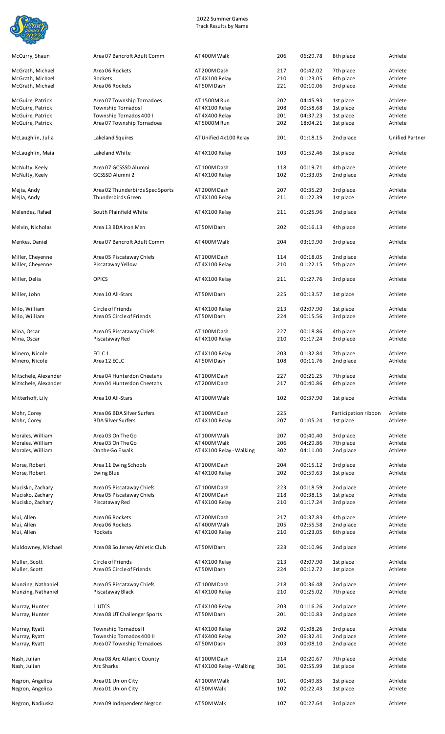2022 Summer Games
Track Results by Name

| | | | | | | |
|---|---|---|---|---|---|---|
| McCurry, Shaun | Area 07 Bancroft Adult Comm | AT 400M Walk | 206 | 06:29.78 | 8th place | Athlete |
| McGrath, Michael | Area 06 Rockets | AT 200M Dash | 217 | 00:42.02 | 7th place | Athlete |
| McGrath, Michael | Rockets | AT 4X100 Relay | 210 | 01:23.05 | 6th place | Athlete |
| McGrath, Michael | Area 06 Rockets | AT 50M Dash | 221 | 00:10.06 | 3rd place | Athlete |
| McGuire, Patrick | Area 07 Township Tornadoes | AT 1500M Run | 202 | 04:45.93 | 1st place | Athlete |
| McGuire, Patrick | Township Tornados I | AT 4X100 Relay | 208 | 00:58.68 | 1st place | Athlete |
| McGuire, Patrick | Township Tornados 400 I | AT 4X400 Relay | 201 | 04:37.23 | 1st place | Athlete |
| McGuire, Patrick | Area 07 Township Tornadoes | AT 5000M Run | 202 | 18:04.21 | 1st place | Athlete |
| McLaughlin, Julia | Lakeland Squires | AT Unified 4x100 Relay | 201 | 01:18.15 | 2nd place | Unified Partner |
| McLaughlin, Maia | Lakeland White | AT 4X100 Relay | 103 | 01:52.46 | 1st place | Athlete |
| McNulty, Keely | Area 07 GCSSSD Alumni | AT 100M Dash | 118 | 00:19.71 | 4th place | Athlete |
| McNulty, Keely | GCSSSD Alumni 2 | AT 4X100 Relay | 102 | 01:33.05 | 2nd place | Athlete |
| Mejia, Andy | Area 02 Thunderbirds Spec Sports | AT 200M Dash | 207 | 00:35.29 | 3rd place | Athlete |
| Mejia, Andy | Thunderbirds Green | AT 4X100 Relay | 211 | 01:22.39 | 1st place | Athlete |
| Melendez, Rafael | South Plainfield White | AT 4X100 Relay | 211 | 01:25.96 | 2nd place | Athlete |
| Melvin, Nicholas | Area 13 BDA Iron Men | AT 50M Dash | 202 | 00:16.13 | 4th place | Athlete |
| Menkes, Daniel | Area 07 Bancroft Adult Comm | AT 400M Walk | 204 | 03:19.90 | 3rd place | Athlete |
| Miller, Cheyenne | Area 05 Piscataway Chiefs | AT 100M Dash | 114 | 00:18.05 | 2nd place | Athlete |
| Miller, Cheyenne | Piscataway Yellow | AT 4X100 Relay | 210 | 01:22.15 | 5th place | Athlete |
| Miller, Delia | OPICS | AT 4X100 Relay | 211 | 01:27.76 | 3rd place | Athlete |
| Miller, John | Area 10 All-Stars | AT 50M Dash | 225 | 00:13.57 | 1st place | Athlete |
| Milo, William | Circle of Friends | AT 4X100 Relay | 213 | 02:07.90 | 1st place | Athlete |
| Milo, William | Area 05 Circle of Friends | AT 50M Dash | 224 | 00:15.56 | 3rd place | Athlete |
| Mina, Oscar | Area 05 Piscataway Chiefs | AT 100M Dash | 227 | 00:18.86 | 4th place | Athlete |
| Mina, Oscar | Piscataway Red | AT 4X100 Relay | 210 | 01:17.24 | 3rd place | Athlete |
| Minero, Nicole | ECLC 1 | AT 4X100 Relay | 203 | 01:32.84 | 7th place | Athlete |
| Minero, Nicole | Area 12 ECLC | AT 50M Dash | 108 | 00:11.76 | 2nd place | Athlete |
| Mitschele, Alexander | Area 04 Hunterdon Cheetahs | AT 100M Dash | 227 | 00:21.25 | 7th place | Athlete |
| Mitschele, Alexander | Area 04 Hunterdon Cheetahs | AT 200M Dash | 217 | 00:40.86 | 6th place | Athlete |
| Mitterhoff, Lily | Area 10 All-Stars | AT 100M Walk | 102 | 00:37.90 | 1st place | Athlete |
| Mohr, Corey | Area 06 BDA Silver Surfers | AT 100M Dash | 225 | | Participation ribbon | Athlete |
| Mohr, Corey | BDA Silver Surfers | AT 4X100 Relay | 207 | 01:05.24 | 1st place | Athlete |
| Morales, William | Area 03 On The Go | AT 100M Walk | 207 | 00:40.40 | 3rd place | Athlete |
| Morales, William | Area 03 On The Go | AT 400M Walk | 206 | 04:29.86 | 7th place | Athlete |
| Morales, William | On the Go E walk | AT 4X100 Relay - Walking | 302 | 04:11.00 | 2nd place | Athlete |
| Morse, Robert | Area 11 Ewing Schools | AT 100M Dash | 204 | 00:15.12 | 3rd place | Athlete |
| Morse, Robert | Ewing Blue | AT 4X100 Relay | 202 | 00:59.63 | 1st place | Athlete |
| Mucisko, Zachary | Area 05 Piscataway Chiefs | AT 100M Dash | 223 | 00:18.59 | 2nd place | Athlete |
| Mucisko, Zachary | Area 05 Piscataway Chiefs | AT 200M Dash | 218 | 00:38.15 | 1st place | Athlete |
| Mucisko, Zachary | Piscataway Red | AT 4X100 Relay | 210 | 01:17.24 | 3rd place | Athlete |
| Mui, Allen | Area 06 Rockets | AT 200M Dash | 217 | 00:37.83 | 4th place | Athlete |
| Mui, Allen | Area 06 Rockets | AT 400M Walk | 205 | 02:55.58 | 2nd place | Athlete |
| Mui, Allen | Rockets | AT 4X100 Relay | 210 | 01:23.05 | 6th place | Athlete |
| Muldowney, Michael | Area 08 So Jersey Athletic Club | AT 50M Dash | 223 | 00:10.96 | 2nd place | Athlete |
| Muller, Scott | Circle of Friends | AT 4X100 Relay | 213 | 02:07.90 | 1st place | Athlete |
| Muller, Scott | Area 05 Circle of Friends | AT 50M Dash | 224 | 00:12.72 | 1st place | Athlete |
| Munzing, Nathaniel | Area 05 Piscataway Chiefs | AT 100M Dash | 218 | 00:36.48 | 2nd place | Athlete |
| Munzing, Nathaniel | Piscataway Black | AT 4X100 Relay | 210 | 01:25.02 | 7th place | Athlete |
| Murray, Hunter | 1 UTCS | AT 4X100 Relay | 203 | 01:16.26 | 2nd place | Athlete |
| Murray, Hunter | Area 08 UT Challenger Sports | AT 50M Dash | 201 | 00:10.83 | 2nd place | Athlete |
| Murray, Ryatt | Township Tornados II | AT 4X100 Relay | 202 | 01:08.26 | 3rd place | Athlete |
| Murray, Ryatt | Township Tornados 400 II | AT 4X400 Relay | 202 | 06:32.41 | 2nd place | Athlete |
| Murray, Ryatt | Area 07 Township Tornadoes | AT 50M Dash | 203 | 00:08.10 | 2nd place | Athlete |
| Nash, Julian | Area 08 Arc Atlantic County | AT 100M Dash | 214 | 00:20.67 | 7th place | Athlete |
| Nash, Julian | Arc Sharks | AT 4X100 Relay - Walking | 301 | 02:55.99 | 1st place | Athlete |
| Negron, Angelica | Area 01 Union City | AT 100M Walk | 101 | 00:49.85 | 1st place | Athlete |
| Negron, Angelica | Area 01 Union City | AT 50M Walk | 102 | 00:22.43 | 1st place | Athlete |
| Negron, Nadiuska | Area 09 Independent Negron | AT 50M Walk | 107 | 00:27.64 | 3rd place | Athlete |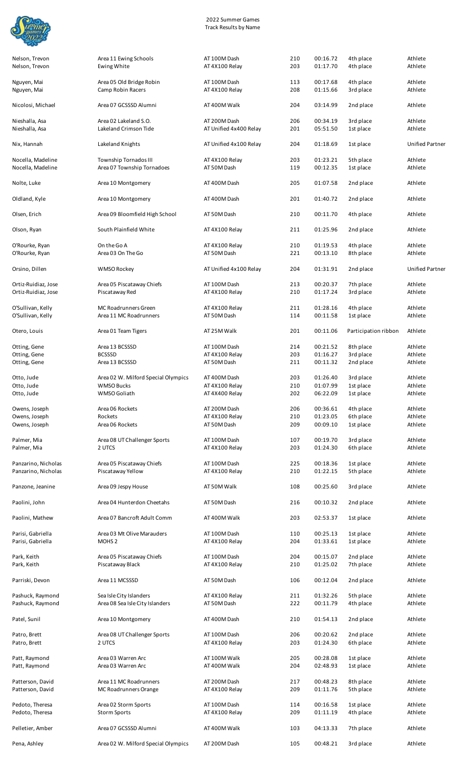2022 Summer Games
Track Results by Name

| Name | Team | Event | Division | Time | Place | Role |
|---|---|---|---|---|---|---|
| Nelson, Trevon | Area 11 Ewing Schools | AT 100M Dash | 210 | 00:16.72 | 4th place | Athlete |
| Nelson, Trevon | Ewing White | AT 4X100 Relay | 203 | 01:17.70 | 4th place | Athlete |
| Nguyen, Mai | Area 05 Old Bridge Robin | AT 100M Dash | 113 | 00:17.68 | 4th place | Athlete |
| Nguyen, Mai | Camp Robin Racers | AT 4X100 Relay | 208 | 01:15.66 | 3rd place | Athlete |
| Nicolosi, Michael | Area 07 GCSSSD Alumni | AT 400M Walk | 204 | 03:14.99 | 2nd place | Athlete |
| Nieshalla, Asa | Area 02 Lakeland S.O. | AT 200M Dash | 206 | 00:34.19 | 3rd place | Athlete |
| Nieshalla, Asa | Lakeland Crimson Tide | AT Unified 4x400 Relay | 201 | 05:51.50 | 1st place | Athlete |
| Nix, Hannah | Lakeland Knights | AT Unified 4x100 Relay | 204 | 01:18.69 | 1st place | Unified Partner |
| Nocella, Madeline | Township Tornados III | AT 4X100 Relay | 203 | 01:23.21 | 5th place | Athlete |
| Nocella, Madeline | Area 07 Township Tornadoes | AT 50M Dash | 119 | 00:12.35 | 1st place | Athlete |
| Nolte, Luke | Area 10 Montgomery | AT 400M Dash | 205 | 01:07.58 | 2nd place | Athlete |
| Oldland, Kyle | Area 10 Montgomery | AT 400M Dash | 201 | 01:40.72 | 2nd place | Athlete |
| Olsen, Erich | Area 09 Bloomfield High School | AT 50M Dash | 210 | 00:11.70 | 4th place | Athlete |
| Olson, Ryan | South Plainfield White | AT 4X100 Relay | 211 | 01:25.96 | 2nd place | Athlete |
| O'Rourke, Ryan | On the Go A | AT 4X100 Relay | 210 | 01:19.53 | 4th place | Athlete |
| O'Rourke, Ryan | Area 03 On The Go | AT 50M Dash | 221 | 00:13.10 | 8th place | Athlete |
| Orsino, Dillen | WMSO Rockey | AT Unified 4x100 Relay | 204 | 01:31.91 | 2nd place | Unified Partner |
| Ortiz-Ruidiaz, Jose | Area 05 Piscataway Chiefs | AT 100M Dash | 213 | 00:20.37 | 7th place | Athlete |
| Ortiz-Ruidiaz, Jose | Piscataway Red | AT 4X100 Relay | 210 | 01:17.24 | 3rd place | Athlete |
| O'Sullivan, Kelly | MC Roadrunners Green | AT 4X100 Relay | 211 | 01:28.16 | 4th place | Athlete |
| O'Sullivan, Kelly | Area 11 MC Roadrunners | AT 50M Dash | 114 | 00:11.58 | 1st place | Athlete |
| Otero, Louis | Area 01 Team Tigers | AT 25M Walk | 201 | 00:11.06 | Participation ribbon | Athlete |
| Otting, Gene | Area 13 BCSSSD | AT 100M Dash | 214 | 00:21.52 | 8th place | Athlete |
| Otting, Gene | BCSSSD | AT 4X100 Relay | 203 | 01:16.27 | 3rd place | Athlete |
| Otting, Gene | Area 13 BCSSSD | AT 50M Dash | 211 | 00:11.32 | 2nd place | Athlete |
| Otto, Jude | Area 02 W. Milford Special Olympics | AT 400M Dash | 203 | 01:26.40 | 3rd place | Athlete |
| Otto, Jude | WMSO Bucks | AT 4X100 Relay | 210 | 01:07.99 | 1st place | Athlete |
| Otto, Jude | WMSO Goliath | AT 4X400 Relay | 202 | 06:22.09 | 1st place | Athlete |
| Owens, Joseph | Area 06 Rockets | AT 200M Dash | 206 | 00:36.61 | 4th place | Athlete |
| Owens, Joseph | Rockets | AT 4X100 Relay | 210 | 01:23.05 | 6th place | Athlete |
| Owens, Joseph | Area 06 Rockets | AT 50M Dash | 209 | 00:09.10 | 1st place | Athlete |
| Palmer, Mia | Area 08 UT Challenger Sports | AT 100M Dash | 107 | 00:19.70 | 3rd place | Athlete |
| Palmer, Mia | 2 UTCS | AT 4X100 Relay | 203 | 01:24.30 | 6th place | Athlete |
| Panzarino, Nicholas | Area 05 Piscataway Chiefs | AT 100M Dash | 225 | 00:18.36 | 1st place | Athlete |
| Panzarino, Nicholas | Piscataway Yellow | AT 4X100 Relay | 210 | 01:22.15 | 5th place | Athlete |
| Panzone, Jeanine | Area 09 Jespy House | AT 50M Walk | 108 | 00:25.60 | 3rd place | Athlete |
| Paolini, John | Area 04 Hunterdon Cheetahs | AT 50M Dash | 216 | 00:10.32 | 2nd place | Athlete |
| Paolini, Mathew | Area 07 Bancroft Adult Comm | AT 400M Walk | 203 | 02:53.37 | 1st place | Athlete |
| Parisi, Gabriella | Area 03 Mt Olive Marauders | AT 100M Dash | 110 | 00:25.13 | 1st place | Athlete |
| Parisi, Gabriella | MOHS 2 | AT 4X100 Relay | 204 | 01:33.61 | 1st place | Athlete |
| Park, Keith | Area 05 Piscataway Chiefs | AT 100M Dash | 204 | 00:15.07 | 2nd place | Athlete |
| Park, Keith | Piscataway Black | AT 4X100 Relay | 210 | 01:25.02 | 7th place | Athlete |
| Parriski, Devon | Area 11 MCSSSD | AT 50M Dash | 106 | 00:12.04 | 2nd place | Athlete |
| Pashuck, Raymond | Sea Isle City Islanders | AT 4X100 Relay | 211 | 01:32.26 | 5th place | Athlete |
| Pashuck, Raymond | Area 08 Sea Isle City Islanders | AT 50M Dash | 222 | 00:11.79 | 4th place | Athlete |
| Patel, Sunil | Area 10 Montgomery | AT 400M Dash | 210 | 01:54.13 | 2nd place | Athlete |
| Patro, Brett | Area 08 UT Challenger Sports | AT 100M Dash | 206 | 00:20.62 | 2nd place | Athlete |
| Patro, Brett | 2 UTCS | AT 4X100 Relay | 203 | 01:24.30 | 6th place | Athlete |
| Patt, Raymond | Area 03 Warren Arc | AT 100M Walk | 205 | 00:28.08 | 1st place | Athlete |
| Patt, Raymond | Area 03 Warren Arc | AT 400M Walk | 204 | 02:48.93 | 1st place | Athlete |
| Patterson, David | Area 11 MC Roadrunners | AT 200M Dash | 217 | 00:48.23 | 8th place | Athlete |
| Patterson, David | MC Roadrunners Orange | AT 4X100 Relay | 209 | 01:11.76 | 5th place | Athlete |
| Pedoto, Theresa | Area 02 Storm Sports | AT 100M Dash | 114 | 00:16.58 | 1st place | Athlete |
| Pedoto, Theresa | Storm Sports | AT 4X100 Relay | 209 | 01:11.19 | 4th place | Athlete |
| Pelletier, Amber | Area 07 GCSSSD Alumni | AT 400M Walk | 103 | 04:13.33 | 7th place | Athlete |
| Pena, Ashley | Area 02 W. Milford Special Olympics | AT 200M Dash | 105 | 00:48.21 | 3rd place | Athlete |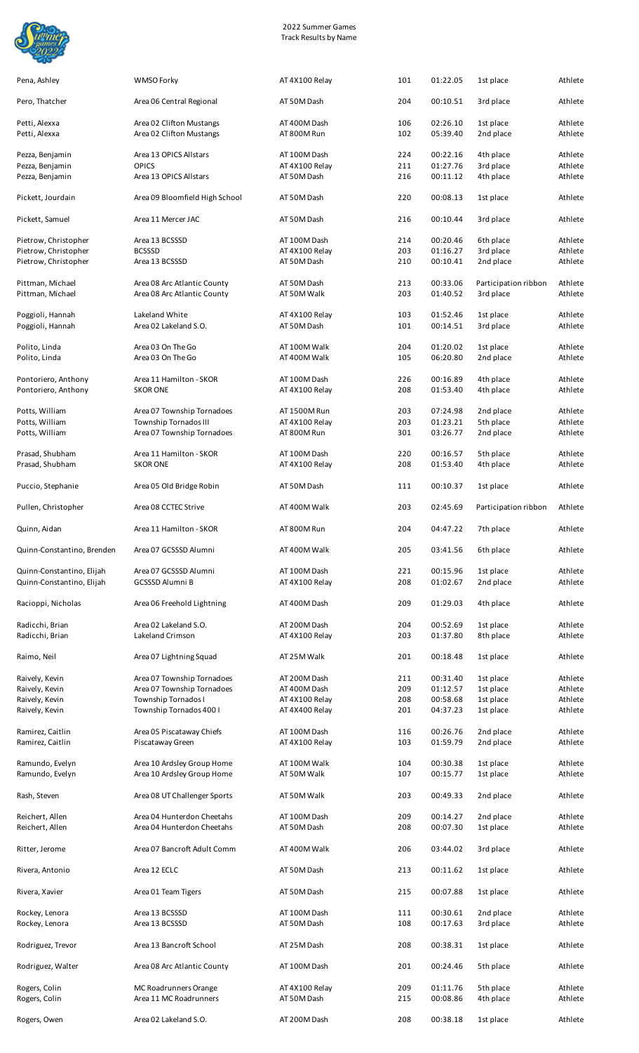2022 Summer Games
Track Results by Name

| Name | Team | Event | Division | Time | Place | Type |
|---|---|---|---|---|---|---|
| Pena, Ashley | WMSO Forky | AT 4X100 Relay | 101 | 01:22.05 | 1st place | Athlete |
| Pero, Thatcher | Area 06 Central Regional | AT 50M Dash | 204 | 00:10.51 | 3rd place | Athlete |
| Petti, Alexxa | Area 02 Clifton Mustangs | AT 400M Dash | 106 | 02:26.10 | 1st place | Athlete |
| Petti, Alexxa | Area 02 Clifton Mustangs | AT 800M Run | 102 | 05:39.40 | 2nd place | Athlete |
| Pezza, Benjamin | Area 13 OPICS Allstars | AT 100M Dash | 224 | 00:22.16 | 4th place | Athlete |
| Pezza, Benjamin | OPICS | AT 4X100 Relay | 211 | 01:27.76 | 3rd place | Athlete |
| Pezza, Benjamin | Area 13 OPICS Allstars | AT 50M Dash | 216 | 00:11.12 | 4th place | Athlete |
| Pickett, Jourdain | Area 09 Bloomfield High School | AT 50M Dash | 220 | 00:08.13 | 1st place | Athlete |
| Pickett, Samuel | Area 11 Mercer JAC | AT 50M Dash | 216 | 00:10.44 | 3rd place | Athlete |
| Pietrow, Christopher | Area 13 BCSSSD | AT 100M Dash | 214 | 00:20.46 | 6th place | Athlete |
| Pietrow, Christopher | BCSSSD | AT 4X100 Relay | 203 | 01:16.27 | 3rd place | Athlete |
| Pietrow, Christopher | Area 13 BCSSSD | AT 50M Dash | 210 | 00:10.41 | 2nd place | Athlete |
| Pittman, Michael | Area 08 Arc Atlantic County | AT 50M Dash | 213 | 00:33.06 | Participation ribbon | Athlete |
| Pittman, Michael | Area 08 Arc Atlantic County | AT 50M Walk | 203 | 01:40.52 | 3rd place | Athlete |
| Poggioli, Hannah | Lakeland White | AT 4X100 Relay | 103 | 01:52.46 | 1st place | Athlete |
| Poggioli, Hannah | Area 02 Lakeland S.O. | AT 50M Dash | 101 | 00:14.51 | 3rd place | Athlete |
| Polito, Linda | Area 03 On The Go | AT 100M Walk | 204 | 01:20.02 | 1st place | Athlete |
| Polito, Linda | Area 03 On The Go | AT 400M Walk | 105 | 06:20.80 | 2nd place | Athlete |
| Pontoriero, Anthony | Area 11 Hamilton - SKOR | AT 100M Dash | 226 | 00:16.89 | 4th place | Athlete |
| Pontoriero, Anthony | SKOR ONE | AT 4X100 Relay | 208 | 01:53.40 | 4th place | Athlete |
| Potts, William | Area 07 Township Tornadoes | AT 1500M Run | 203 | 07:24.98 | 2nd place | Athlete |
| Potts, William | Township Tornados III | AT 4X100 Relay | 203 | 01:23.21 | 5th place | Athlete |
| Potts, William | Area 07 Township Tornadoes | AT 800M Run | 301 | 03:26.77 | 2nd place | Athlete |
| Prasad, Shubham | Area 11 Hamilton - SKOR | AT 100M Dash | 220 | 00:16.57 | 5th place | Athlete |
| Prasad, Shubham | SKOR ONE | AT 4X100 Relay | 208 | 01:53.40 | 4th place | Athlete |
| Puccio, Stephanie | Area 05 Old Bridge Robin | AT 50M Dash | 111 | 00:10.37 | 1st place | Athlete |
| Pullen, Christopher | Area 08 CCTEC Strive | AT 400M Walk | 203 | 02:45.69 | Participation ribbon | Athlete |
| Quinn, Aidan | Area 11 Hamilton - SKOR | AT 800M Run | 204 | 04:47.22 | 7th place | Athlete |
| Quinn-Constantino, Brenden | Area 07 GCSSSD Alumni | AT 400M Walk | 205 | 03:41.56 | 6th place | Athlete |
| Quinn-Constantino, Elijah | Area 07 GCSSSD Alumni | AT 100M Dash | 221 | 00:15.96 | 1st place | Athlete |
| Quinn-Constantino, Elijah | GCSSSD Alumni B | AT 4X100 Relay | 208 | 01:02.67 | 2nd place | Athlete |
| Racioppi, Nicholas | Area 06 Freehold Lightning | AT 400M Dash | 209 | 01:29.03 | 4th place | Athlete |
| Radicchi, Brian | Area 02 Lakeland S.O. | AT 200M Dash | 204 | 00:52.69 | 1st place | Athlete |
| Radicchi, Brian | Lakeland Crimson | AT 4X100 Relay | 203 | 01:37.80 | 8th place | Athlete |
| Raimo, Neil | Area 07 Lightning Squad | AT 25M Walk | 201 | 00:18.48 | 1st place | Athlete |
| Raively, Kevin | Area 07 Township Tornadoes | AT 200M Dash | 211 | 00:31.40 | 1st place | Athlete |
| Raively, Kevin | Area 07 Township Tornadoes | AT 400M Dash | 209 | 01:12.57 | 1st place | Athlete |
| Raively, Kevin | Township Tornados I | AT 4X100 Relay | 208 | 00:58.68 | 1st place | Athlete |
| Raively, Kevin | Township Tornados 400 I | AT 4X400 Relay | 201 | 04:37.23 | 1st place | Athlete |
| Ramirez, Caitlin | Area 05 Piscataway Chiefs | AT 100M Dash | 116 | 00:26.76 | 2nd place | Athlete |
| Ramirez, Caitlin | Piscataway Green | AT 4X100 Relay | 103 | 01:59.79 | 2nd place | Athlete |
| Ramundo, Evelyn | Area 10 Ardsley Group Home | AT 100M Walk | 104 | 00:30.38 | 1st place | Athlete |
| Ramundo, Evelyn | Area 10 Ardsley Group Home | AT 50M Walk | 107 | 00:15.77 | 1st place | Athlete |
| Rash, Steven | Area 08 UT Challenger Sports | AT 50M Walk | 203 | 00:49.33 | 2nd place | Athlete |
| Reichert, Allen | Area 04 Hunterdon Cheetahs | AT 100M Dash | 209 | 00:14.27 | 2nd place | Athlete |
| Reichert, Allen | Area 04 Hunterdon Cheetahs | AT 50M Dash | 208 | 00:07.30 | 1st place | Athlete |
| Ritter, Jerome | Area 07 Bancroft Adult Comm | AT 400M Walk | 206 | 03:44.02 | 3rd place | Athlete |
| Rivera, Antonio | Area 12 ECLC | AT 50M Dash | 213 | 00:11.62 | 1st place | Athlete |
| Rivera, Xavier | Area 01 Team Tigers | AT 50M Dash | 215 | 00:07.88 | 1st place | Athlete |
| Rockey, Lenora | Area 13 BCSSSD | AT 100M Dash | 111 | 00:30.61 | 2nd place | Athlete |
| Rockey, Lenora | Area 13 BCSSSD | AT 50M Dash | 108 | 00:17.63 | 3rd place | Athlete |
| Rodriguez, Trevor | Area 13 Bancroft School | AT 25M Dash | 208 | 00:38.31 | 1st place | Athlete |
| Rodriguez, Walter | Area 08 Arc Atlantic County | AT 100M Dash | 201 | 00:24.46 | 5th place | Athlete |
| Rogers, Colin | MC Roadrunners Orange | AT 4X100 Relay | 209 | 01:11.76 | 5th place | Athlete |
| Rogers, Colin | Area 11 MC Roadrunners | AT 50M Dash | 215 | 00:08.86 | 4th place | Athlete |
| Rogers, Owen | Area 02 Lakeland S.O. | AT 200M Dash | 208 | 00:38.18 | 1st place | Athlete |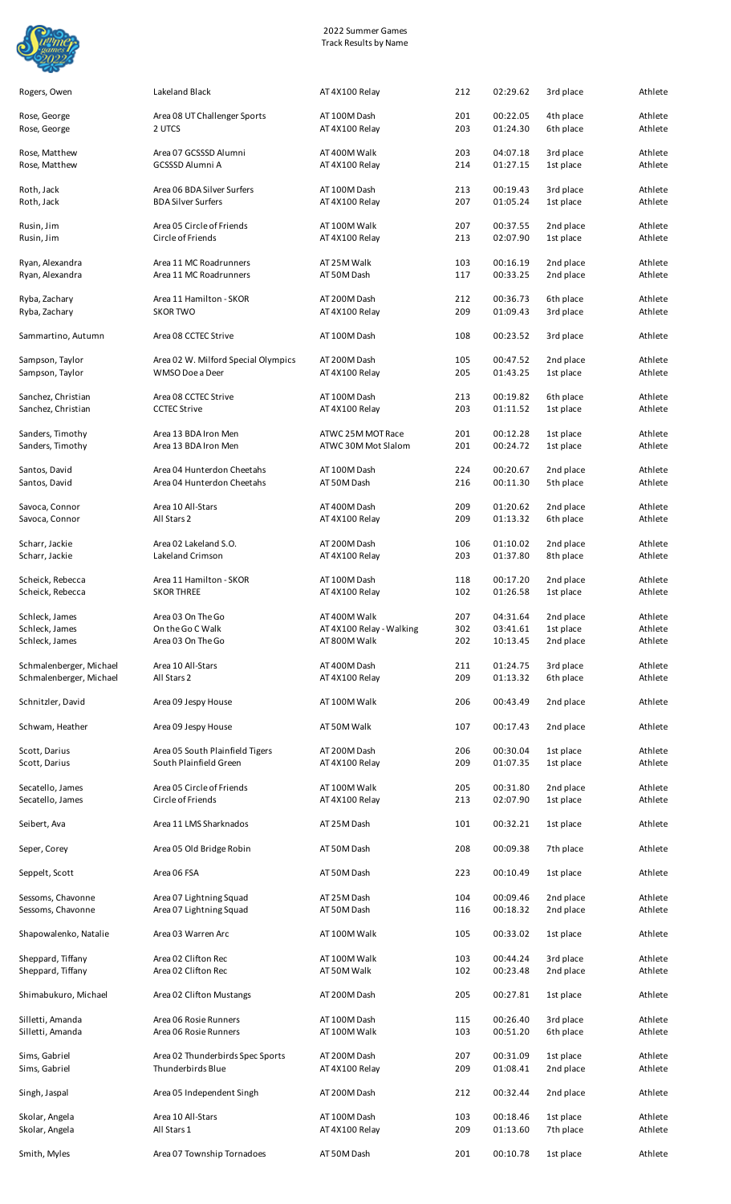2022 Summer Games
Track Results by Name

| Name | Team | Event | Division | Time | Place | Role |
|---|---|---|---|---|---|---|
| Rogers, Owen | Lakeland Black | AT 4X100 Relay | 212 | 02:29.62 | 3rd place | Athlete |
| Rose, George | Area 08 UT Challenger Sports | AT 100M Dash | 201 | 00:22.05 | 4th place | Athlete |
| Rose, George | 2 UTCS | AT 4X100 Relay | 203 | 01:24.30 | 6th place | Athlete |
| Rose, Matthew | Area 07 GCSSSD Alumni | AT 400M Walk | 203 | 04:07.18 | 3rd place | Athlete |
| Rose, Matthew | GCSSSD Alumni A | AT 4X100 Relay | 214 | 01:27.15 | 1st place | Athlete |
| Roth, Jack | Area 06 BDA Silver Surfers | AT 100M Dash | 213 | 00:19.43 | 3rd place | Athlete |
| Roth, Jack | BDA Silver Surfers | AT 4X100 Relay | 207 | 01:05.24 | 1st place | Athlete |
| Rusin, Jim | Area 05 Circle of Friends | AT 100M Walk | 207 | 00:37.55 | 2nd place | Athlete |
| Rusin, Jim | Circle of Friends | AT 4X100 Relay | 213 | 02:07.90 | 1st place | Athlete |
| Ryan, Alexandra | Area 11 MC Roadrunners | AT 25M Walk | 103 | 00:16.19 | 2nd place | Athlete |
| Ryan, Alexandra | Area 11 MC Roadrunners | AT 50M Dash | 117 | 00:33.25 | 2nd place | Athlete |
| Ryba, Zachary | Area 11 Hamilton - SKOR | AT 200M Dash | 212 | 00:36.73 | 6th place | Athlete |
| Ryba, Zachary | SKOR TWO | AT 4X100 Relay | 209 | 01:09.43 | 3rd place | Athlete |
| Sammartino, Autumn | Area 08 CCTEC Strive | AT 100M Dash | 108 | 00:23.52 | 3rd place | Athlete |
| Sampson, Taylor | Area 02 W. Milford Special Olympics | AT 200M Dash | 105 | 00:47.52 | 2nd place | Athlete |
| Sampson, Taylor | WMSO Doe a Deer | AT 4X100 Relay | 205 | 01:43.25 | 1st place | Athlete |
| Sanchez, Christian | Area 08 CCTEC Strive | AT 100M Dash | 213 | 00:19.82 | 6th place | Athlete |
| Sanchez, Christian | CCTEC Strive | AT 4X100 Relay | 203 | 01:11.52 | 1st place | Athlete |
| Sanders, Timothy | Area 13 BDA Iron Men | ATWC 25M MOT Race | 201 | 00:12.28 | 1st place | Athlete |
| Sanders, Timothy | Area 13 BDA Iron Men | ATWC 30M Mot Slalom | 201 | 00:24.72 | 1st place | Athlete |
| Santos, David | Area 04 Hunterdon Cheetahs | AT 100M Dash | 224 | 00:20.67 | 2nd place | Athlete |
| Santos, David | Area 04 Hunterdon Cheetahs | AT 50M Dash | 216 | 00:11.30 | 5th place | Athlete |
| Savoca, Connor | Area 10 All-Stars | AT 400M Dash | 209 | 01:20.62 | 2nd place | Athlete |
| Savoca, Connor | All Stars 2 | AT 4X100 Relay | 209 | 01:13.32 | 6th place | Athlete |
| Scharr, Jackie | Area 02 Lakeland S.O. | AT 200M Dash | 106 | 01:10.02 | 2nd place | Athlete |
| Scharr, Jackie | Lakeland Crimson | AT 4X100 Relay | 203 | 01:37.80 | 8th place | Athlete |
| Scheick, Rebecca | Area 11 Hamilton - SKOR | AT 100M Dash | 118 | 00:17.20 | 2nd place | Athlete |
| Scheick, Rebecca | SKOR THREE | AT 4X100 Relay | 102 | 01:26.58 | 1st place | Athlete |
| Schleck, James | Area 03 On The Go | AT 400M Walk | 207 | 04:31.64 | 2nd place | Athlete |
| Schleck, James | On the Go C Walk | AT 4X100 Relay - Walking | 302 | 03:41.61 | 1st place | Athlete |
| Schleck, James | Area 03 On The Go | AT 800M Walk | 202 | 10:13.45 | 2nd place | Athlete |
| Schmalenberger, Michael | Area 10 All-Stars | AT 400M Dash | 211 | 01:24.75 | 3rd place | Athlete |
| Schmalenberger, Michael | All Stars 2 | AT 4X100 Relay | 209 | 01:13.32 | 6th place | Athlete |
| Schnitzler, David | Area 09 Jespy House | AT 100M Walk | 206 | 00:43.49 | 2nd place | Athlete |
| Schwam, Heather | Area 09 Jespy House | AT 50M Walk | 107 | 00:17.43 | 2nd place | Athlete |
| Scott, Darius | Area 05 South Plainfield Tigers | AT 200M Dash | 206 | 00:30.04 | 1st place | Athlete |
| Scott, Darius | South Plainfield Green | AT 4X100 Relay | 209 | 01:07.35 | 1st place | Athlete |
| Secatello, James | Area 05 Circle of Friends | AT 100M Walk | 205 | 00:31.80 | 2nd place | Athlete |
| Secatello, James | Circle of Friends | AT 4X100 Relay | 213 | 02:07.90 | 1st place | Athlete |
| Seibert, Ava | Area 11 LMS Sharknados | AT 25M Dash | 101 | 00:32.21 | 1st place | Athlete |
| Seper, Corey | Area 05 Old Bridge Robin | AT 50M Dash | 208 | 00:09.38 | 7th place | Athlete |
| Seppelt, Scott | Area 06 FSA | AT 50M Dash | 223 | 00:10.49 | 1st place | Athlete |
| Sessoms, Chavonne | Area 07 Lightning Squad | AT 25M Dash | 104 | 00:09.46 | 2nd place | Athlete |
| Sessoms, Chavonne | Area 07 Lightning Squad | AT 50M Dash | 116 | 00:18.32 | 2nd place | Athlete |
| Shapowalenko, Natalie | Area 03 Warren Arc | AT 100M Walk | 105 | 00:33.02 | 1st place | Athlete |
| Sheppard, Tiffany | Area 02 Clifton Rec | AT 100M Walk | 103 | 00:44.24 | 3rd place | Athlete |
| Sheppard, Tiffany | Area 02 Clifton Rec | AT 50M Walk | 102 | 00:23.48 | 2nd place | Athlete |
| Shimabukuro, Michael | Area 02 Clifton Mustangs | AT 200M Dash | 205 | 00:27.81 | 1st place | Athlete |
| Silletti, Amanda | Area 06 Rosie Runners | AT 100M Dash | 115 | 00:26.40 | 3rd place | Athlete |
| Silletti, Amanda | Area 06 Rosie Runners | AT 100M Walk | 103 | 00:51.20 | 6th place | Athlete |
| Sims, Gabriel | Area 02 Thunderbirds Spec Sports | AT 200M Dash | 207 | 00:31.09 | 1st place | Athlete |
| Sims, Gabriel | Thunderbirds Blue | AT 4X100 Relay | 209 | 01:08.41 | 2nd place | Athlete |
| Singh, Jaspal | Area 05 Independent Singh | AT 200M Dash | 212 | 00:32.44 | 2nd place | Athlete |
| Skolar, Angela | Area 10 All-Stars | AT 100M Dash | 103 | 00:18.46 | 1st place | Athlete |
| Skolar, Angela | All Stars 1 | AT 4X100 Relay | 209 | 01:13.60 | 7th place | Athlete |
| Smith, Myles | Area 07 Township Tornadoes | AT 50M Dash | 201 | 00:10.78 | 1st place | Athlete |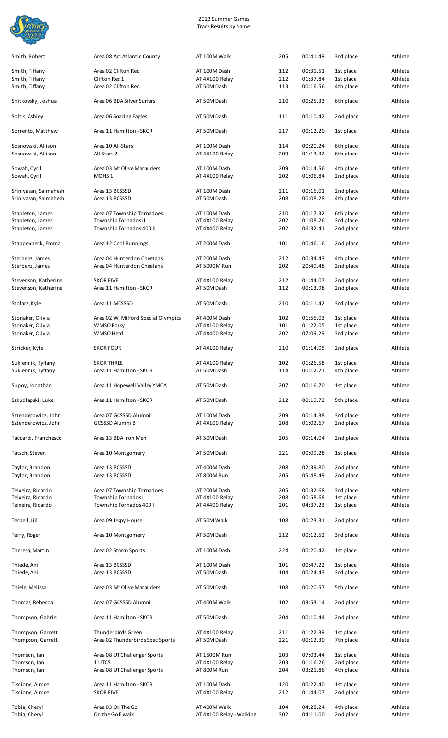2022 Summer Games
Track Results by Name

| | | | | | | |
|---|---|---|---|---|---|---|
| Smith, Robert | Area 08 Arc Atlantic County | AT 100M Walk | 205 | 00:41.49 | 3rd place | Athlete |
| Smith, Tiffany | Area 02 Clifton Rec | AT 100M Dash | 112 | 00:31.51 | 1st place | Athlete |
| Smith, Tiffany | Clifton Rec 1 | AT 4X100 Relay | 212 | 01:37.84 | 1st place | Athlete |
| Smith, Tiffany | Area 02 Clifton Rec | AT 50M Dash | 113 | 00:16.56 | 4th place | Athlete |
| Snitkovsky, Joshua | Area 06 BDA Silver Surfers | AT 50M Dash | 210 | 00:25.33 | 6th place | Athlete |
| Soltis, Ashley | Area 06 Soaring Eagles | AT 50M Dash | 111 | 00:10.42 | 2nd place | Athlete |
| Sorrento, Matthew | Area 11 Hamilton - SKOR | AT 50M Dash | 217 | 00:12.20 | 1st place | Athlete |
| Sosnowski, Allison | Area 10 All-Stars | AT 100M Dash | 114 | 00:20.24 | 6th place | Athlete |
| Sosnowski, Allison | All Stars 2 | AT 4X100 Relay | 209 | 01:13.32 | 6th place | Athlete |
| Sowah, Cyril | Area 03 Mt Olive Marauders | AT 100M Dash | 209 | 00:14.56 | 4th place | Athlete |
| Sowah, Cyril | MOHS 1 | AT 4X100 Relay | 202 | 01:06.84 | 2nd place | Athlete |
| Srinivasan, Saimahesh | Area 13 BCSSSD | AT 100M Dash | 211 | 00:16.01 | 2nd place | Athlete |
| Srinivasan, Saimahesh | Area 13 BCSSSD | AT 50M Dash | 208 | 00:08.28 | 4th place | Athlete |
| Stapleton, James | Area 07 Township Tornadoes | AT 100M Dash | 210 | 00:17.32 | 6th place | Athlete |
| Stapleton, James | Township Tornados II | AT 4X100 Relay | 202 | 01:08.26 | 3rd place | Athlete |
| Stapleton, James | Township Tornados 400 II | AT 4X400 Relay | 202 | 06:32.41 | 2nd place | Athlete |
| Stappenbeck, Emma | Area 12 Cool Runnings | AT 200M Dash | 101 | 00:46.16 | 2nd place | Athlete |
| Sterbenz, James | Area 04 Hunterdon Cheetahs | AT 200M Dash | 212 | 00:34.43 | 4th place | Athlete |
| Sterbenz, James | Area 04 Hunterdon Cheetahs | AT 5000M Run | 202 | 20:49.48 | 2nd place | Athlete |
| Stevenson, Katherine | SKOR FIVE | AT 4X100 Relay | 212 | 01:44.07 | 2nd place | Athlete |
| Stevenson, Katherine | Area 11 Hamilton - SKOR | AT 50M Dash | 112 | 00:13.98 | 2nd place | Athlete |
| Stolarz, Kyle | Area 11 MCSSSD | AT 50M Dash | 210 | 00:11.42 | 3rd place | Athlete |
| Stonaker, Olivia | Area 02 W. Milford Special Olympics | AT 400M Dash | 102 | 01:55.03 | 1st place | Athlete |
| Stonaker, Olivia | WMSO Forky | AT 4X100 Relay | 101 | 01:22.05 | 1st place | Athlete |
| Stonaker, Olivia | WMSO Herd | AT 4X400 Relay | 202 | 07:09.29 | 3rd place | Athlete |
| Stricker, Kyle | SKOR FOUR | AT 4X100 Relay | 210 | 01:14.05 | 2nd place | Athlete |
| Sukiennik, Tyffany | SKOR THREE | AT 4X100 Relay | 102 | 01:26.58 | 1st place | Athlete |
| Sukiennik, Tyffany | Area 11 Hamilton - SKOR | AT 50M Dash | 114 | 00:12.21 | 4th place | Athlete |
| Supoy, Jonathan | Area 11 Hopewell Valley YMCA | AT 50M Dash | 207 | 00:16.70 | 1st place | Athlete |
| Szkudlapski, Luke | Area 11 Hamilton - SKOR | AT 50M Dash | 212 | 00:19.72 | 5th place | Athlete |
| Sztenderowicz, John | Area 07 GCSSSD Alumni | AT 100M Dash | 209 | 00:14.38 | 3rd place | Athlete |
| Sztenderowicz, John | GCSSSD Alumni B | AT 4X100 Relay | 208 | 01:02.67 | 2nd place | Athlete |
| Taccardi, Franchesco | Area 13 BDA Iron Men | AT 50M Dash | 205 | 00:14.04 | 2nd place | Athlete |
| Tatsch, Steven | Area 10 Montgomery | AT 50M Dash | 221 | 00:09.28 | 1st place | Athlete |
| Taylor, Brandon | Area 13 BCSSSD | AT 400M Dash | 208 | 02:39.80 | 2nd place | Athlete |
| Taylor, Brandon | Area 13 BCSSSD | AT 800M Run | 205 | 05:48.49 | 2nd place | Athlete |
| Teixeira, Ricardo | Area 07 Township Tornadoes | AT 200M Dash | 205 | 00:32.68 | 3rd place | Athlete |
| Teixeira, Ricardo | Township Tornados I | AT 4X100 Relay | 208 | 00:58.68 | 1st place | Athlete |
| Teixeira, Ricardo | Township Tornados 400 I | AT 4X400 Relay | 201 | 04:37.23 | 1st place | Athlete |
| Terbell, Jill | Area 09 Jespy House | AT 50M Walk | 108 | 00:23.31 | 2nd place | Athlete |
| Terry, Roger | Area 10 Montgomery | AT 50M Dash | 212 | 00:12.52 | 3rd place | Athlete |
| Theresa, Martin | Area 02 Storm Sports | AT 100M Dash | 224 | 00:20.42 | 1st place | Athlete |
| Thiede, Ani | Area 13 BCSSSD | AT 100M Dash | 101 | 00:47.22 | 1st place | Athlete |
| Thiede, Ani | Area 13 BCSSSD | AT 50M Dash | 104 | 00:24.43 | 3rd place | Athlete |
| Thiele, Melissa | Area 03 Mt Olive Marauders | AT 50M Dash | 108 | 00:20.57 | 5th place | Athlete |
| Thomas, Rebecca | Area 07 GCSSSD Alumni | AT 400M Walk | 102 | 03:53.14 | 2nd place | Athlete |
| Thompson, Gabriel | Area 11 Hamilton - SKOR | AT 50M Dash | 204 | 00:10.44 | 2nd place | Athlete |
| Thompson, Garrett | Thunderbirds Green | AT 4X100 Relay | 211 | 01:22.39 | 1st place | Athlete |
| Thompson, Garrett | Area 02 Thunderbirds Spec Sports | AT 50M Dash | 221 | 00:12.30 | 7th place | Athlete |
| Thomson, Ian | Area 08 UT Challenger Sports | AT 1500M Run | 203 | 07:03.44 | 1st place | Athlete |
| Thomson, Ian | 1 UTCS | AT 4X100 Relay | 203 | 01:16.26 | 2nd place | Athlete |
| Thomson, Ian | Area 08 UT Challenger Sports | AT 800M Run | 204 | 03:21.86 | 4th place | Athlete |
| Tiscione, Aimee | Area 11 Hamilton - SKOR | AT 100M Dash | 120 | 00:22.40 | 1st place | Athlete |
| Tiscione, Aimee | SKOR FIVE | AT 4X100 Relay | 212 | 01:44.07 | 2nd place | Athlete |
| Tobia, Cheryl | Area 03 On The Go | AT 400M Walk | 104 | 04:28.24 | 4th place | Athlete |
| Tobia, Cheryl | On the Go E walk | AT 4X100 Relay - Walking | 302 | 04:11.00 | 2nd place | Athlete |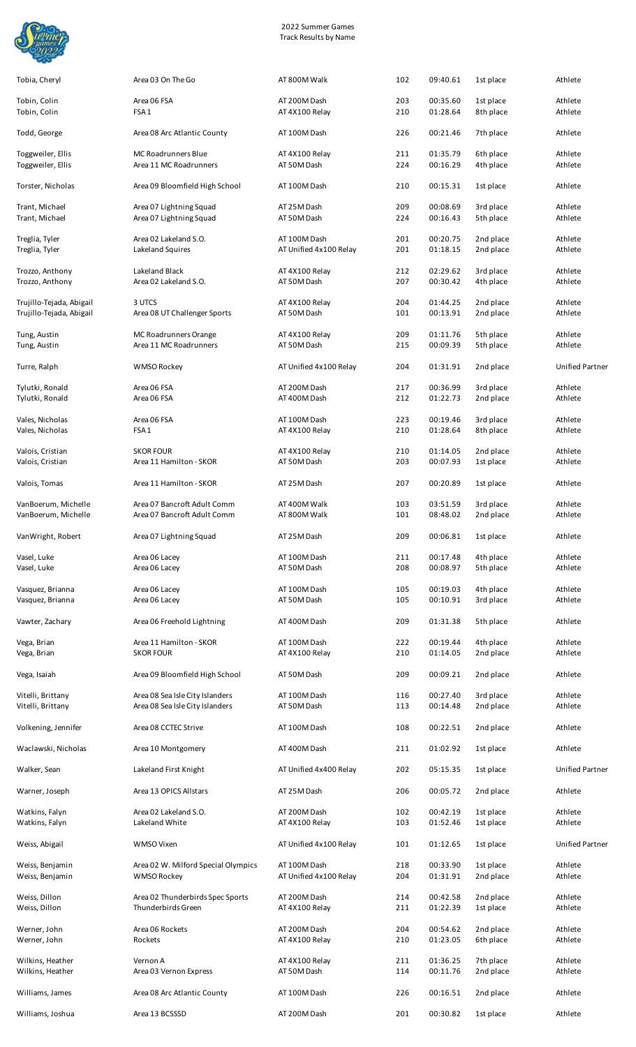2022 Summer Games
Track Results by Name

| Name | Team | Event | Heat | Time | Place | Type |
|---|---|---|---|---|---|---|
| Tobia, Cheryl | Area 03 On The Go | AT 800M Walk | 102 | 09:40.61 | 1st place | Athlete |
| Tobin, Colin | Area 06 FSA | AT 200M Dash | 203 | 00:35.60 | 1st place | Athlete |
| Tobin, Colin | FSA 1 | AT 4X100 Relay | 210 | 01:28.64 | 8th place | Athlete |
| Todd, George | Area 08 Arc Atlantic County | AT 100M Dash | 226 | 00:21.46 | 7th place | Athlete |
| Toggweiler, Ellis | MC Roadrunners Blue | AT 4X100 Relay | 211 | 01:35.79 | 6th place | Athlete |
| Toggweiler, Ellis | Area 11 MC Roadrunners | AT 50M Dash | 224 | 00:16.29 | 4th place | Athlete |
| Torster, Nicholas | Area 09 Bloomfield High School | AT 100M Dash | 210 | 00:15.31 | 1st place | Athlete |
| Trant, Michael | Area 07 Lightning Squad | AT 25M Dash | 209 | 00:08.69 | 3rd place | Athlete |
| Trant, Michael | Area 07 Lightning Squad | AT 50M Dash | 224 | 00:16.43 | 5th place | Athlete |
| Treglia, Tyler | Area 02 Lakeland S.O. | AT 100M Dash | 201 | 00:20.75 | 2nd place | Athlete |
| Treglia, Tyler | Lakeland Squires | AT Unified 4x100 Relay | 201 | 01:18.15 | 2nd place | Athlete |
| Trozzo, Anthony | Lakeland Black | AT 4X100 Relay | 212 | 02:29.62 | 3rd place | Athlete |
| Trozzo, Anthony | Area 02 Lakeland S.O. | AT 50M Dash | 207 | 00:30.42 | 4th place | Athlete |
| Trujillo-Tejada, Abigail | 3 UTCS | AT 4X100 Relay | 204 | 01:44.25 | 2nd place | Athlete |
| Trujillo-Tejada, Abigail | Area 08 UT Challenger Sports | AT 50M Dash | 101 | 00:13.91 | 2nd place | Athlete |
| Tung, Austin | MC Roadrunners Orange | AT 4X100 Relay | 209 | 01:11.76 | 5th place | Athlete |
| Tung, Austin | Area 11 MC Roadrunners | AT 50M Dash | 215 | 00:09.39 | 5th place | Athlete |
| Turre, Ralph | WMSO Rockey | AT Unified 4x100 Relay | 204 | 01:31.91 | 2nd place | Unified Partner |
| Tylutki, Ronald | Area 06 FSA | AT 200M Dash | 217 | 00:36.99 | 3rd place | Athlete |
| Tylutki, Ronald | Area 06 FSA | AT 400M Dash | 212 | 01:22.73 | 2nd place | Athlete |
| Vales, Nicholas | Area 06 FSA | AT 100M Dash | 223 | 00:19.46 | 3rd place | Athlete |
| Vales, Nicholas | FSA 1 | AT 4X100 Relay | 210 | 01:28.64 | 8th place | Athlete |
| Valois, Cristian | SKOR FOUR | AT 4X100 Relay | 210 | 01:14.05 | 2nd place | Athlete |
| Valois, Cristian | Area 11 Hamilton - SKOR | AT 50M Dash | 203 | 00:07.93 | 1st place | Athlete |
| Valois, Tomas | Area 11 Hamilton - SKOR | AT 25M Dash | 207 | 00:20.89 | 1st place | Athlete |
| VanBoerum, Michelle | Area 07 Bancroft Adult Comm | AT 400M Walk | 103 | 03:51.59 | 3rd place | Athlete |
| VanBoerum, Michelle | Area 07 Bancroft Adult Comm | AT 800M Walk | 101 | 08:48.02 | 2nd place | Athlete |
| VanWright, Robert | Area 07 Lightning Squad | AT 25M Dash | 209 | 00:06.81 | 1st place | Athlete |
| Vasel, Luke | Area 06 Lacey | AT 100M Dash | 211 | 00:17.48 | 4th place | Athlete |
| Vasel, Luke | Area 06 Lacey | AT 50M Dash | 208 | 00:08.97 | 5th place | Athlete |
| Vasquez, Brianna | Area 06 Lacey | AT 100M Dash | 105 | 00:19.03 | 4th place | Athlete |
| Vasquez, Brianna | Area 06 Lacey | AT 50M Dash | 105 | 00:10.91 | 3rd place | Athlete |
| Vawter, Zachary | Area 06 Freehold Lightning | AT 400M Dash | 209 | 01:31.38 | 5th place | Athlete |
| Vega, Brian | Area 11 Hamilton - SKOR | AT 100M Dash | 222 | 00:19.44 | 4th place | Athlete |
| Vega, Brian | SKOR FOUR | AT 4X100 Relay | 210 | 01:14.05 | 2nd place | Athlete |
| Vega, Isaiah | Area 09 Bloomfield High School | AT 50M Dash | 209 | 00:09.21 | 2nd place | Athlete |
| Vitelli, Brittany | Area 08 Sea Isle City Islanders | AT 100M Dash | 116 | 00:27.40 | 3rd place | Athlete |
| Vitelli, Brittany | Area 08 Sea Isle City Islanders | AT 50M Dash | 113 | 00:14.48 | 2nd place | Athlete |
| Volkening, Jennifer | Area 08 CCTEC Strive | AT 100M Dash | 108 | 00:22.51 | 2nd place | Athlete |
| Waclawski, Nicholas | Area 10 Montgomery | AT 400M Dash | 211 | 01:02.92 | 1st place | Athlete |
| Walker, Sean | Lakeland First Knight | AT Unified 4x400 Relay | 202 | 05:15.35 | 1st place | Unified Partner |
| Warner, Joseph | Area 13 OPICS Allstars | AT 25M Dash | 206 | 00:05.72 | 2nd place | Athlete |
| Watkins, Falyn | Area 02 Lakeland S.O. | AT 200M Dash | 102 | 00:42.19 | 1st place | Athlete |
| Watkins, Falyn | Lakeland White | AT 4X100 Relay | 103 | 01:52.46 | 1st place | Athlete |
| Weiss, Abigail | WMSO Vixen | AT Unified 4x100 Relay | 101 | 01:12.65 | 1st place | Unified Partner |
| Weiss, Benjamin | Area 02 W. Milford Special Olympics | AT 100M Dash | 218 | 00:33.90 | 1st place | Athlete |
| Weiss, Benjamin | WMSO Rockey | AT Unified 4x100 Relay | 204 | 01:31.91 | 2nd place | Athlete |
| Weiss, Dillon | Area 02 Thunderbirds Spec Sports | AT 200M Dash | 214 | 00:42.58 | 2nd place | Athlete |
| Weiss, Dillon | Thunderbirds Green | AT 4X100 Relay | 211 | 01:22.39 | 1st place | Athlete |
| Werner, John | Area 06 Rockets | AT 200M Dash | 204 | 00:54.62 | 2nd place | Athlete |
| Werner, John | Rockets | AT 4X100 Relay | 210 | 01:23.05 | 6th place | Athlete |
| Wilkins, Heather | Vernon A | AT 4X100 Relay | 211 | 01:36.25 | 7th place | Athlete |
| Wilkins, Heather | Area 03 Vernon Express | AT 50M Dash | 114 | 00:11.76 | 2nd place | Athlete |
| Williams, James | Area 08 Arc Atlantic County | AT 100M Dash | 226 | 00:16.51 | 2nd place | Athlete |
| Williams, Joshua | Area 13 BCSSSD | AT 200M Dash | 201 | 00:30.82 | 1st place | Athlete |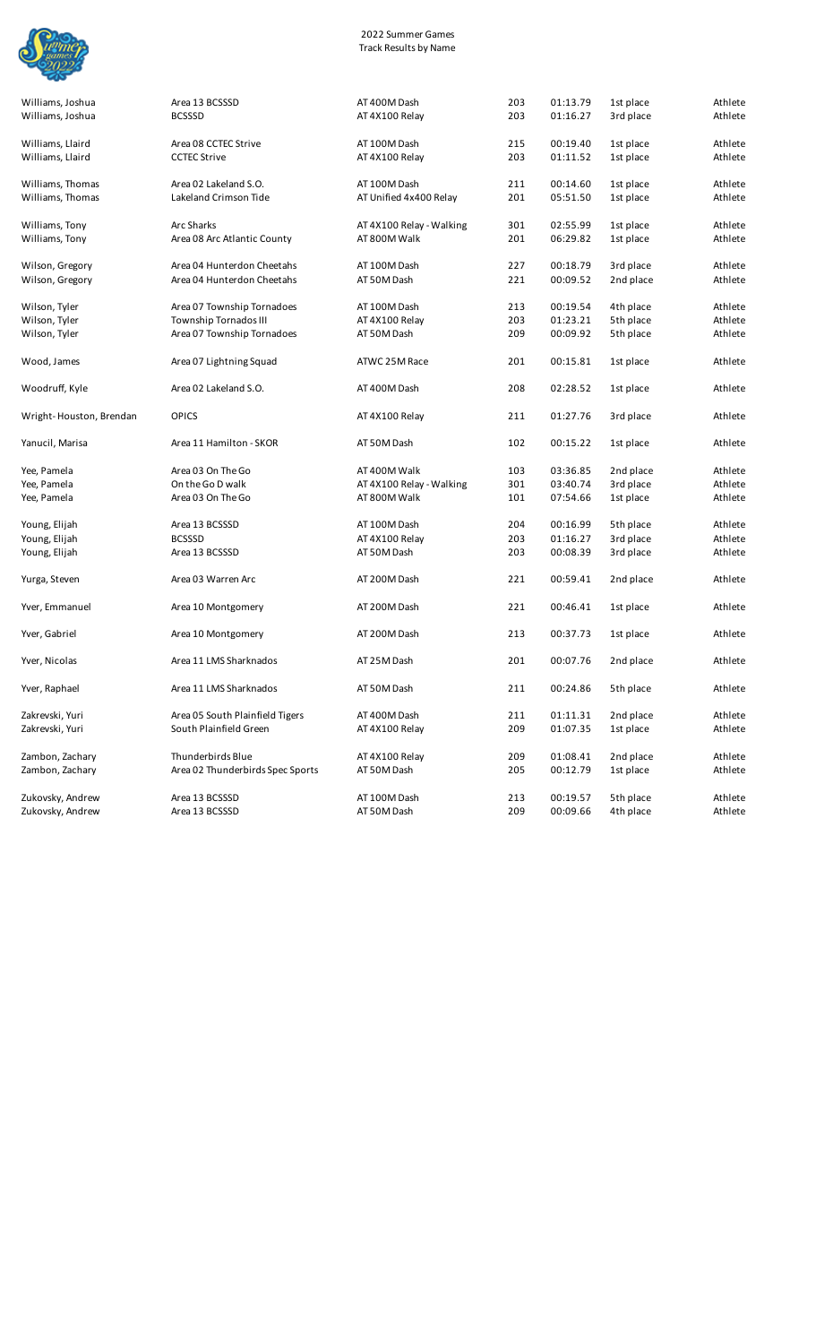2022 Summer Games
Track Results by Name

| | | | | | | |
|---|---|---|---|---|---|---|
| Williams, Joshua | Area 13 BCSSSD | AT 400M Dash | 203 | 01:13.79 | 1st place | Athlete |
| Williams, Joshua | BCSSSD | AT 4X100 Relay | 203 | 01:16.27 | 3rd place | Athlete |
| Williams, Llaird | Area 08 CCTEC Strive | AT 100M Dash | 215 | 00:19.40 | 1st place | Athlete |
| Williams, Llaird | CCTEC Strive | AT 4X100 Relay | 203 | 01:11.52 | 1st place | Athlete |
| Williams, Thomas | Area 02 Lakeland S.O. | AT 100M Dash | 211 | 00:14.60 | 1st place | Athlete |
| Williams, Thomas | Lakeland Crimson Tide | AT Unified 4x400 Relay | 201 | 05:51.50 | 1st place | Athlete |
| Williams, Tony | Arc Sharks | AT 4X100 Relay - Walking | 301 | 02:55.99 | 1st place | Athlete |
| Williams, Tony | Area 08 Arc Atlantic County | AT 800M Walk | 201 | 06:29.82 | 1st place | Athlete |
| Wilson, Gregory | Area 04 Hunterdon Cheetahs | AT 100M Dash | 227 | 00:18.79 | 3rd place | Athlete |
| Wilson, Gregory | Area 04 Hunterdon Cheetahs | AT 50M Dash | 221 | 00:09.52 | 2nd place | Athlete |
| Wilson, Tyler | Area 07 Township Tornadoes | AT 100M Dash | 213 | 00:19.54 | 4th place | Athlete |
| Wilson, Tyler | Township Tornados III | AT 4X100 Relay | 203 | 01:23.21 | 5th place | Athlete |
| Wilson, Tyler | Area 07 Township Tornadoes | AT 50M Dash | 209 | 00:09.92 | 5th place | Athlete |
| Wood, James | Area 07 Lightning Squad | ATWC 25M Race | 201 | 00:15.81 | 1st place | Athlete |
| Woodruff, Kyle | Area 02 Lakeland S.O. | AT 400M Dash | 208 | 02:28.52 | 1st place | Athlete |
| Wright- Houston, Brendan | OPICS | AT 4X100 Relay | 211 | 01:27.76 | 3rd place | Athlete |
| Yanucil, Marisa | Area 11 Hamilton - SKOR | AT 50M Dash | 102 | 00:15.22 | 1st place | Athlete |
| Yee, Pamela | Area 03 On The Go | AT 400M Walk | 103 | 03:36.85 | 2nd place | Athlete |
| Yee, Pamela | On the Go D walk | AT 4X100 Relay - Walking | 301 | 03:40.74 | 3rd place | Athlete |
| Yee, Pamela | Area 03 On The Go | AT 800M Walk | 101 | 07:54.66 | 1st place | Athlete |
| Young, Elijah | Area 13 BCSSSD | AT 100M Dash | 204 | 00:16.99 | 5th place | Athlete |
| Young, Elijah | BCSSSD | AT 4X100 Relay | 203 | 01:16.27 | 3rd place | Athlete |
| Young, Elijah | Area 13 BCSSSD | AT 50M Dash | 203 | 00:08.39 | 3rd place | Athlete |
| Yurga, Steven | Area 03 Warren Arc | AT 200M Dash | 221 | 00:59.41 | 2nd place | Athlete |
| Yver, Emmanuel | Area 10 Montgomery | AT 200M Dash | 221 | 00:46.41 | 1st place | Athlete |
| Yver, Gabriel | Area 10 Montgomery | AT 200M Dash | 213 | 00:37.73 | 1st place | Athlete |
| Yver, Nicolas | Area 11 LMS Sharknados | AT 25M Dash | 201 | 00:07.76 | 2nd place | Athlete |
| Yver, Raphael | Area 11 LMS Sharknados | AT 50M Dash | 211 | 00:24.86 | 5th place | Athlete |
| Zakrevski, Yuri | Area 05 South Plainfield Tigers | AT 400M Dash | 211 | 01:11.31 | 2nd place | Athlete |
| Zakrevski, Yuri | South Plainfield Green | AT 4X100 Relay | 209 | 01:07.35 | 1st place | Athlete |
| Zambon, Zachary | Thunderbirds Blue | AT 4X100 Relay | 209 | 01:08.41 | 2nd place | Athlete |
| Zambon, Zachary | Area 02 Thunderbirds Spec Sports | AT 50M Dash | 205 | 00:12.79 | 1st place | Athlete |
| Zukovsky, Andrew | Area 13 BCSSSD | AT 100M Dash | 213 | 00:19.57 | 5th place | Athlete |
| Zukovsky, Andrew | Area 13 BCSSSD | AT 50M Dash | 209 | 00:09.66 | 4th place | Athlete |